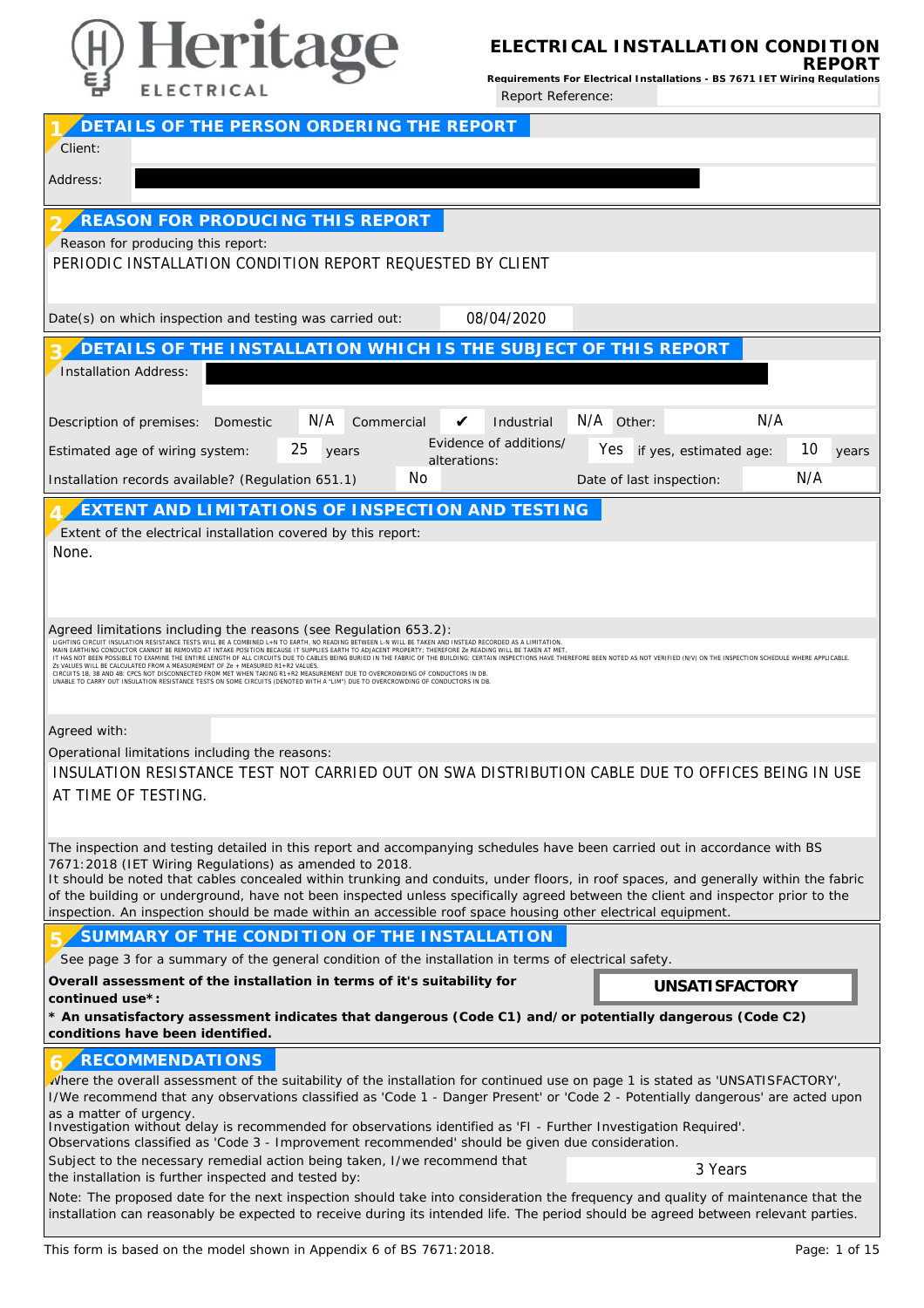# Heritage ELECTRICAL

# ELECTRICAL INSTALLATION CONDITION REPORT

**Requirements For Electrical Installations - BS 7671 IET Wiring Regulations**

Report Reference:

## 1 DETAILS OF THE PERSON ORDERING THE REPORT

Client:

Address:

## 2 REASON FOR PRODUCING THIS REPORT

Reason for producing this report:

PERIODIC INSTALLATION CONDITION REPORT REQUESTED BY CLIENT

Date(s) on which inspection and testing was carried out: 08/04/2020

## 3 DETAILS OF THE INSTALLATION WHICH IS THE SUBJECT OF THIS REPORT

Installation Address:

| Description of premises: | Domestic | N/A | Commercial | ✔ | Industrial | N/A | Other: | N/A |
|---|---|---|---|---|---|---|---|---|

Estimated age of wiring system: 25 years

Evidence of additions/ alterations: Yes — if yes, estimated age: 10 years

Installation records available? (Regulation 651.1) No

Date of last inspection: N/A

## 4 EXTENT AND LIMITATIONS OF INSPECTION AND TESTING

Extent of the electrical installation covered by this report:

None.

Agreed limitations including the reasons (see Regulation 653.2):

LIGHTING CIRCUIT INSULATION RESISTANCE TESTS WILL BE A COMBINED L+N TO EARTH, NO READING BETWEEN L-N WILL BE TAKEN AND INSTEAD RECORDED AS A LIMITATION.
MAIN EARTHING CONDUCTOR CANNOT BE REMOVED AT INTAKE POSITION BECAUSE IT SUPPLIES EARTH TO ADJACENT PROPERTY; THEREFORE Ze READING WILL BE TAKEN AT MET.
IT HAS NOT BEEN POSSIBLE TO EXAMINE THE ENTIRE LENGTH OF ALL CIRCUITS DUE TO CABLES BEING BURIED IN THE FABRIC OF THE BUILDING: CERTAIN INSPECTIONS HAVE THEREFORE BEEN NOTED AS NOT VERIFIED (N/V) ON THE INSPECTION SCHEDULE WHERE APPLICABLE.
Zs VALUES WILL BE CALCULATED FROM A MEASUREMENT OF Ze + MEASURED R1+R2 VALUES.
CIRCUITS 1B, 3B AND 4B: CPCS NOT DISCONNECTED FROM MET WHEN TAKING R1+R2 MEASUREMENT DUE TO OVERCROWDING OF CONDUCTORS IN DB.
UNABLE TO CARRY OUT INSULATION RESISTANCE TESTS ON SOME CIRCUITS (DENOTED WITH A "LIM") DUE TO OVERCROWDING OF CONDUCTORS IN DB.

Agreed with:

Operational limitations including the reasons:

INSULATION RESISTANCE TEST NOT CARRIED OUT ON SWA DISTRIBUTION CABLE DUE TO OFFICES BEING IN USE AT TIME OF TESTING.

The inspection and testing detailed in this report and accompanying schedules have been carried out in accordance with BS 7671:2018 (IET Wiring Regulations) as amended to 2018.
It should be noted that cables concealed within trunking and conduits, under floors, in roof spaces, and generally within the fabric of the building or underground, have not been inspected unless specifically agreed between the client and inspector prior to the inspection. An inspection should be made within an accessible roof space housing other electrical equipment.

## 5 SUMMARY OF THE CONDITION OF THE INSTALLATION

See page 3 for a summary of the general condition of the installation in terms of electrical safety.

**Overall assessment of the installation in terms of it's suitability for continued use\*:** **UNSATISFACTORY**

**\* An unsatisfactory assessment indicates that dangerous (Code C1) and/or potentially dangerous (Code C2) conditions have been identified.**

## 6 RECOMMENDATIONS

Where the overall assessment of the suitability of the installation for continued use on page 1 is stated as 'UNSATISFACTORY', I/We recommend that any observations classified as 'Code 1 - Danger Present' or 'Code 2 - Potentially dangerous' are acted upon as a matter of urgency.
Investigation without delay is recommended for observations identified as 'FI - Further Investigation Required'.
Observations classified as 'Code 3 - Improvement recommended' should be given due consideration.

Subject to the necessary remedial action being taken, I/we recommend that the installation is further inspected and tested by: 3 Years

Note: The proposed date for the next inspection should take into consideration the frequency and quality of maintenance that the installation can reasonably be expected to receive during its intended life. The period should be agreed between relevant parties.

This form is based on the model shown in Appendix 6 of BS 7671:2018.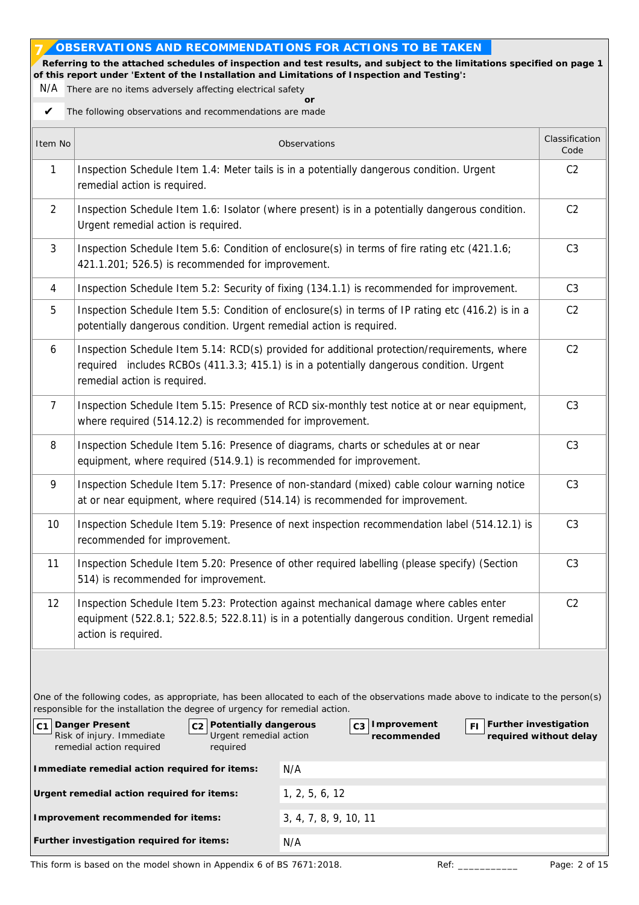## 7 OBSERVATIONS AND RECOMMENDATIONS FOR ACTIONS TO BE TAKEN

**Referring to the attached schedules of inspection and test results, and subject to the limitations specified on page 1 of this report under 'Extent of the Installation and Limitations of Inspection and Testing':**

N/A There are no items adversely affecting electrical safety

**or**

✔ The following observations and recommendations are made

| Item No | Observations | Classification Code |
|---|---|---|
| 1 | Inspection Schedule Item 1.4: Meter tails is in a potentially dangerous condition. Urgent remedial action is required. | C2 |
| 2 | Inspection Schedule Item 1.6: Isolator (where present) is in a potentially dangerous condition. Urgent remedial action is required. | C2 |
| 3 | Inspection Schedule Item 5.6: Condition of enclosure(s) in terms of fire rating etc (421.1.6; 421.1.201; 526.5) is recommended for improvement. | C3 |
| 4 | Inspection Schedule Item 5.2: Security of fixing (134.1.1) is recommended for improvement. | C3 |
| 5 | Inspection Schedule Item 5.5: Condition of enclosure(s) in terms of IP rating etc (416.2) is in a potentially dangerous condition. Urgent remedial action is required. | C2 |
| 6 | Inspection Schedule Item 5.14: RCD(s) provided for additional protection/requirements, where required includes RCBOs (411.3.3; 415.1) is in a potentially dangerous condition. Urgent remedial action is required. | C2 |
| 7 | Inspection Schedule Item 5.15: Presence of RCD six-monthly test notice at or near equipment, where required (514.12.2) is recommended for improvement. | C3 |
| 8 | Inspection Schedule Item 5.16: Presence of diagrams, charts or schedules at or near equipment, where required (514.9.1) is recommended for improvement. | C3 |
| 9 | Inspection Schedule Item 5.17: Presence of non-standard (mixed) cable colour warning notice at or near equipment, where required (514.14) is recommended for improvement. | C3 |
| 10 | Inspection Schedule Item 5.19: Presence of next inspection recommendation label (514.12.1) is recommended for improvement. | C3 |
| 11 | Inspection Schedule Item 5.20: Presence of other required labelling (please specify) (Section 514) is recommended for improvement. | C3 |
| 12 | Inspection Schedule Item 5.23: Protection against mechanical damage where cables enter equipment (522.8.1; 522.8.5; 522.8.11) is in a potentially dangerous condition. Urgent remedial action is required. | C2 |

One of the following codes, as appropriate, has been allocated to each of the observations made above to indicate to the person(s) responsible for the installation the degree of urgency for remedial action.

- **C1 Danger Present** Risk of injury. Immediate remedial action required
- **C2 Potentially dangerous** Urgent remedial action required
- **C3 Improvement recommended**
- **FI Further investigation required without delay**

| | |
|---|---|
| **Immediate remedial action required for items:** | N/A |
| **Urgent remedial action required for items:** | 1, 2, 5, 6, 12 |
| **Improvement recommended for items:** | 3, 4, 7, 8, 9, 10, 11 |
| **Further investigation required for items:** | N/A |

This form is based on the model shown in Appendix 6 of BS 7671:2018. Ref: ___________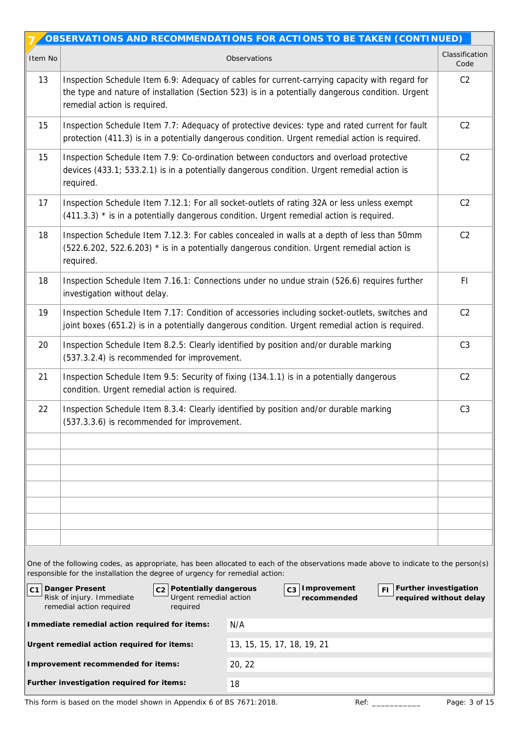## 7 OBSERVATIONS AND RECOMMENDATIONS FOR ACTIONS TO BE TAKEN (CONTINUED)

| Item No | Observations | Classification Code |
|---|---|---|
| 13 | Inspection Schedule Item 6.9: Adequacy of cables for current-carrying capacity with regard for the type and nature of installation (Section 523) is in a potentially dangerous condition. Urgent remedial action is required. | C2 |
| 15 | Inspection Schedule Item 7.7: Adequacy of protective devices: type and rated current for fault protection (411.3) is in a potentially dangerous condition. Urgent remedial action is required. | C2 |
| 15 | Inspection Schedule Item 7.9: Co-ordination between conductors and overload protective devices (433.1; 533.2.1) is in a potentially dangerous condition. Urgent remedial action is required. | C2 |
| 17 | Inspection Schedule Item 7.12.1: For all socket-outlets of rating 32A or less unless exempt (411.3.3) * is in a potentially dangerous condition. Urgent remedial action is required. | C2 |
| 18 | Inspection Schedule Item 7.12.3: For cables concealed in walls at a depth of less than 50mm (522.6.202, 522.6.203) * is in a potentially dangerous condition. Urgent remedial action is required. | C2 |
| 18 | Inspection Schedule Item 7.16.1: Connections under no undue strain (526.6) requires further investigation without delay. | FI |
| 19 | Inspection Schedule Item 7.17: Condition of accessories including socket-outlets, switches and joint boxes (651.2) is in a potentially dangerous condition. Urgent remedial action is required. | C2 |
| 20 | Inspection Schedule Item 8.2.5: Clearly identified by position and/or durable marking (537.3.2.4) is recommended for improvement. | C3 |
| 21 | Inspection Schedule Item 9.5: Security of fixing (134.1.1) is in a potentially dangerous condition. Urgent remedial action is required. | C2 |
| 22 | Inspection Schedule Item 8.3.4: Clearly identified by position and/or durable marking (537.3.3.6) is recommended for improvement. | C3 |
| | | |
| | | |
| | | |
| | | |
| | | |
| | | |
| | | |

One of the following codes, as appropriate, has been allocated to each of the observations made above to indicate to the person(s) responsible for the installation the degree of urgency for remedial action:

**C1** **Danger Present** Risk of injury. Immediate remedial action required

**C2** **Potentially dangerous** Urgent remedial action required

**C3** **Improvement recommended**

**FI** **Further investigation required without delay**

| | |
|---|---|
| **Immediate remedial action required for items:** | N/A |
| **Urgent remedial action required for items:** | 13, 15, 15, 17, 18, 19, 21 |
| **Improvement recommended for items:** | 20, 22 |
| **Further investigation required for items:** | 18 |

This form is based on the model shown in Appendix 6 of BS 7671:2018. Ref: ___________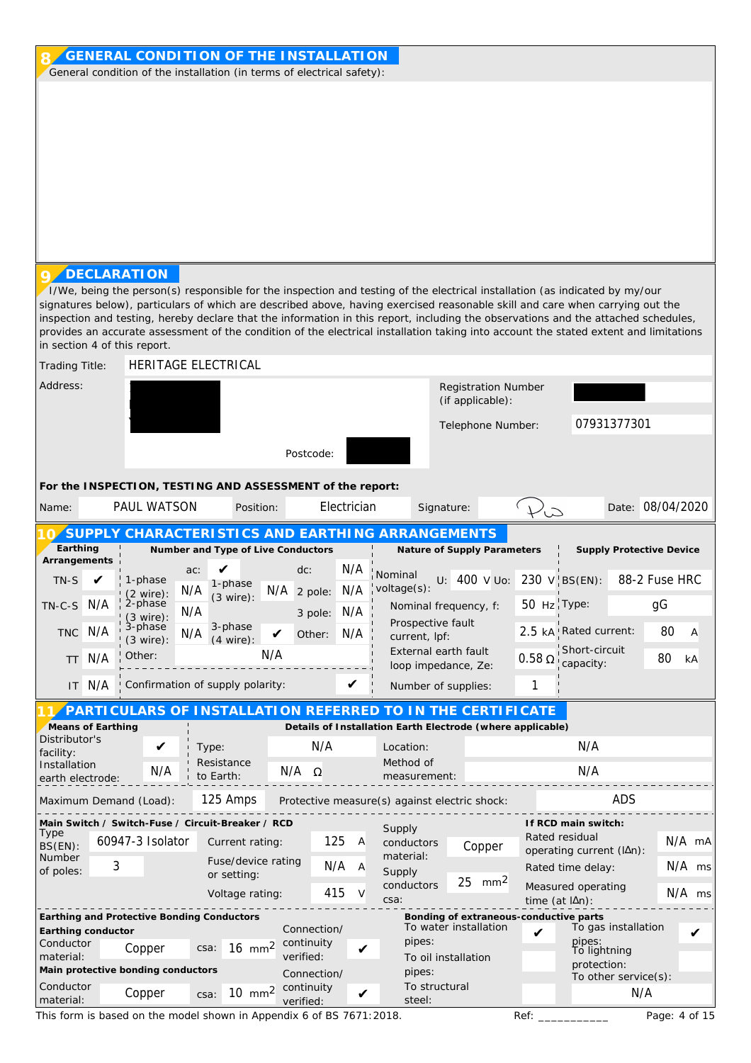## 8 GENERAL CONDITION OF THE INSTALLATION

General condition of the installation (in terms of electrical safety):

## 9 DECLARATION

I/We, being the person(s) responsible for the inspection and testing of the electrical installation (as indicated by my/our signatures below), particulars of which are described above, having exercised reasonable skill and care when carrying out the inspection and testing, hereby declare that the information in this report, including the observations and the attached schedules, provides an accurate assessment of the condition of the electrical installation taking into account the stated extent and limitations in section 4 of this report.

| | |
|---|---|
| Trading Title: | HERITAGE ELECTRICAL |
| Address: | |
| Postcode: | |
| Registration Number (if applicable): | |
| Telephone Number: | 07931377301 |

**For the INSPECTION, TESTING AND ASSESSMENT of the report:**

| Name: | Position: | Signature: | Date: |
|---|---|---|---|
| PAUL WATSON | Electrician | | 08/04/2020 |

## 10 SUPPLY CHARACTERISTICS AND EARTHING ARRANGEMENTS

**Earthing Arrangements**

| | |
|---|---|
| TN-S | ✔ |
| TN-C-S | N/A |
| TNC | N/A |
| TT | N/A |
| IT | N/A |

**Number and Type of Live Conductors**

| | | | |
|---|---|---|---|
| ac: | ✔ | dc: | N/A |
| 1-phase (2 wire): | N/A | 2 pole: | N/A |
| 1-phase (3 wire): | N/A | 3 pole: | N/A |
| 2-phase (3 wire): | N/A | Other: | N/A |
| 3-phase (3 wire): | N/A | | |
| 3-phase (4 wire): | ✔ | | |
| Other: | N/A | | |
| Confirmation of supply polarity: | ✔ | | |

**Nature of Supply Parameters**

| | |
|---|---|
| Nominal voltage(s): U: | 400 V |
| Uo: | 230 V |
| Nominal frequency, f: | 50 Hz |
| Prospective fault current, Ipf: | 2.5 kA |
| External earth fault loop impedance, Ze: | 0.58 Ω |
| Number of supplies: | 1 |

**Supply Protective Device**

| | |
|---|---|
| BS(EN): | 88-2 Fuse HRC |
| Type: | gG |
| Rated current: | 80 A |
| Short-circuit capacity: | 80 kA |

## 11 PARTICULARS OF INSTALLATION REFERRED TO IN THE CERTIFICATE

**Means of Earthing**

| | |
|---|---|
| Distributor's facility: | ✔ |
| Installation earth electrode: | N/A |

**Details of Installation Earth Electrode (where applicable)**

| | |
|---|---|
| Type: | N/A |
| Resistance to Earth: | N/A Ω |
| Location: | N/A |
| Method of measurement: | N/A |

| | |
|---|---|
| Maximum Demand (Load): | 125 Amps |
| Protective measure(s) against electric shock: | ADS |

**Main Switch / Switch-Fuse / Circuit-Breaker / RCD**

| | |
|---|---|
| Type BS(EN): | 60947-3 Isolator |
| Number of poles: | 3 |
| Current rating: | 125 A |
| Fuse/device rating or setting: | N/A A |
| Voltage rating: | 415 V |
| Supply conductors material: | Copper |
| Supply conductors csa: | 25 mm² |

**If RCD main switch:**

| | |
|---|---|
| Rated residual operating current (IΔn): | N/A mA |
| Rated time delay: | N/A ms |
| Measured operating time (at IΔn): | N/A ms |

**Earthing and Protective Bonding Conductors**

**Earthing conductor**

| | |
|---|---|
| Conductor material: | Copper |
| csa: | 16 mm² |
| Connection/continuity verified: | ✔ |

**Main protective bonding conductors**

| | |
|---|---|
| Conductor material: | Copper |
| csa: | 10 mm² |
| Connection/continuity verified: | ✔ |

**Bonding of extraneous-conductive parts**

| | |
|---|---|
| To water installation pipes: | ✔ |
| To gas installation pipes: | ✔ |
| To oil installation pipes: | |
| To lightning protection: | |
| To structural steel: | |
| To other service(s): | N/A |

This form is based on the model shown in Appendix 6 of BS 7671:2018.

Ref: ___________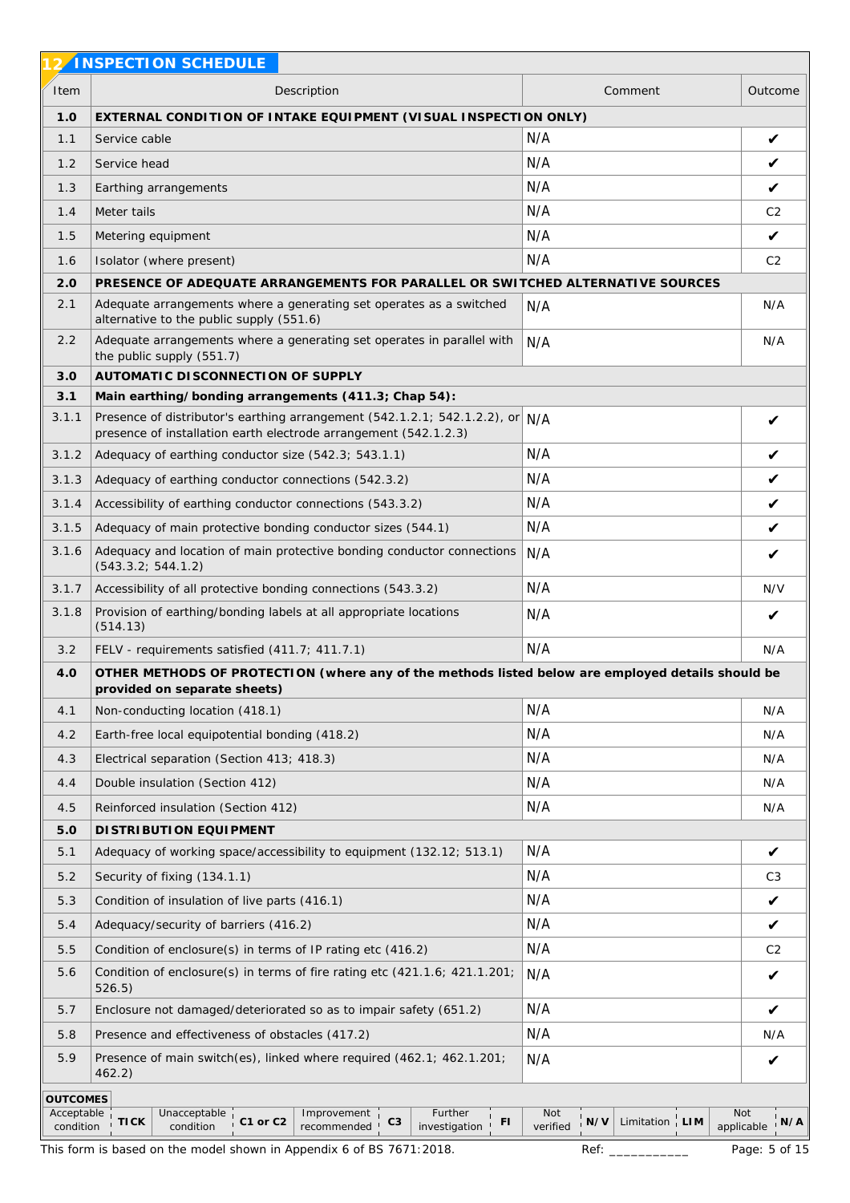## 12 INSPECTION SCHEDULE

| Item | Description | Comment | Outcome |
|---|---|---|---|
| **1.0** | **EXTERNAL CONDITION OF INTAKE EQUIPMENT (VISUAL INSPECTION ONLY)** | | |
| 1.1 | Service cable | N/A | ✔ |
| 1.2 | Service head | N/A | ✔ |
| 1.3 | Earthing arrangements | N/A | ✔ |
| 1.4 | Meter tails | N/A | C2 |
| 1.5 | Metering equipment | N/A | ✔ |
| 1.6 | Isolator (where present) | N/A | C2 |
| **2.0** | **PRESENCE OF ADEQUATE ARRANGEMENTS FOR PARALLEL OR SWITCHED ALTERNATIVE SOURCES** | | |
| 2.1 | Adequate arrangements where a generating set operates as a switched alternative to the public supply (551.6) | N/A | N/A |
| 2.2 | Adequate arrangements where a generating set operates in parallel with the public supply (551.7) | N/A | N/A |
| **3.0** | **AUTOMATIC DISCONNECTION OF SUPPLY** | | |
| **3.1** | **Main earthing/bonding arrangements (411.3; Chap 54):** | | |
| 3.1.1 | Presence of distributor's earthing arrangement (542.1.2.1; 542.1.2.2), or presence of installation earth electrode arrangement (542.1.2.3) | N/A | ✔ |
| 3.1.2 | Adequacy of earthing conductor size (542.3; 543.1.1) | N/A | ✔ |
| 3.1.3 | Adequacy of earthing conductor connections (542.3.2) | N/A | ✔ |
| 3.1.4 | Accessibility of earthing conductor connections (543.3.2) | N/A | ✔ |
| 3.1.5 | Adequacy of main protective bonding conductor sizes (544.1) | N/A | ✔ |
| 3.1.6 | Adequacy and location of main protective bonding conductor connections (543.3.2; 544.1.2) | N/A | ✔ |
| 3.1.7 | Accessibility of all protective bonding connections (543.3.2) | N/A | N/V |
| 3.1.8 | Provision of earthing/bonding labels at all appropriate locations (514.13) | N/A | ✔ |
| 3.2 | FELV - requirements satisfied (411.7; 411.7.1) | N/A | N/A |
| **4.0** | **OTHER METHODS OF PROTECTION (where any of the methods listed below are employed details should be provided on separate sheets)** | | |
| 4.1 | Non-conducting location (418.1) | N/A | N/A |
| 4.2 | Earth-free local equipotential bonding (418.2) | N/A | N/A |
| 4.3 | Electrical separation (Section 413; 418.3) | N/A | N/A |
| 4.4 | Double insulation (Section 412) | N/A | N/A |
| 4.5 | Reinforced insulation (Section 412) | N/A | N/A |
| **5.0** | **DISTRIBUTION EQUIPMENT** | | |
| 5.1 | Adequacy of working space/accessibility to equipment (132.12; 513.1) | N/A | ✔ |
| 5.2 | Security of fixing (134.1.1) | N/A | C3 |
| 5.3 | Condition of insulation of live parts (416.1) | N/A | ✔ |
| 5.4 | Adequacy/security of barriers (416.2) | N/A | ✔ |
| 5.5 | Condition of enclosure(s) in terms of IP rating etc (416.2) | N/A | C2 |
| 5.6 | Condition of enclosure(s) in terms of fire rating etc (421.1.6; 421.1.201; 526.5) | N/A | ✔ |
| 5.7 | Enclosure not damaged/deteriorated so as to impair safety (651.2) | N/A | ✔ |
| 5.8 | Presence and effectiveness of obstacles (417.2) | N/A | N/A |
| 5.9 | Presence of main switch(es), linked where required (462.1; 462.1.201; 462.2) | N/A | ✔ |

**OUTCOMES**

| Acceptable condition | TICK | Unacceptable condition | C1 or C2 | Improvement recommended | C3 | Further investigation | FI | Not verified | N/V | Limitation | LIM | Not applicable | N/A |
|---|---|---|---|---|---|---|---|---|---|---|---|---|---|

This form is based on the model shown in Appendix 6 of BS 7671:2018.

Ref: ___________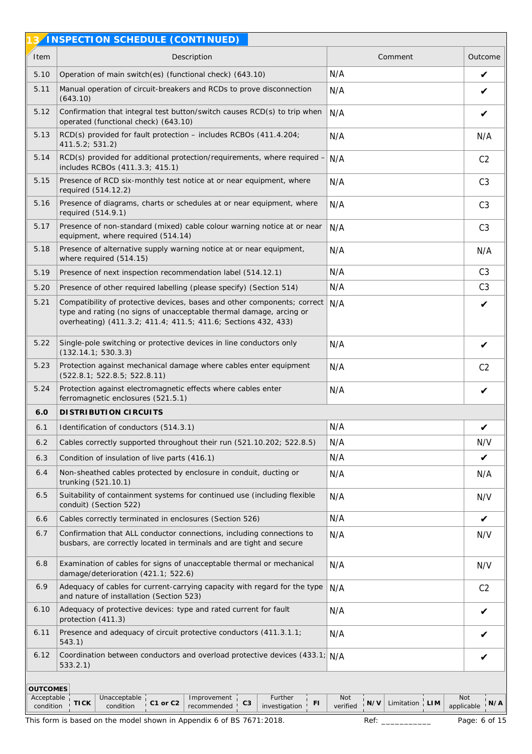## 13 INSPECTION SCHEDULE (CONTINUED)

| Item | Description | Comment | Outcome |
|---|---|---|---|
| 5.10 | Operation of main switch(es) (functional check) (643.10) | N/A | ✔ |
| 5.11 | Manual operation of circuit-breakers and RCDs to prove disconnection (643.10) | N/A | ✔ |
| 5.12 | Confirmation that integral test button/switch causes RCD(s) to trip when operated (functional check) (643.10) | N/A | ✔ |
| 5.13 | RCD(s) provided for fault protection – includes RCBOs (411.4.204; 411.5.2; 531.2) | N/A | N/A |
| 5.14 | RCD(s) provided for additional protection/requirements, where required – includes RCBOs (411.3.3; 415.1) | N/A | C2 |
| 5.15 | Presence of RCD six-monthly test notice at or near equipment, where required (514.12.2) | N/A | C3 |
| 5.16 | Presence of diagrams, charts or schedules at or near equipment, where required (514.9.1) | N/A | C3 |
| 5.17 | Presence of non-standard (mixed) cable colour warning notice at or near equipment, where required (514.14) | N/A | C3 |
| 5.18 | Presence of alternative supply warning notice at or near equipment, where required (514.15) | N/A | N/A |
| 5.19 | Presence of next inspection recommendation label (514.12.1) | N/A | C3 |
| 5.20 | Presence of other required labelling (please specify) (Section 514) | N/A | C3 |
| 5.21 | Compatibility of protective devices, bases and other components; correct type and rating (no signs of unacceptable thermal damage, arcing or overheating) (411.3.2; 411.4; 411.5; 411.6; Sections 432, 433) | N/A | ✔ |
| 5.22 | Single-pole switching or protective devices in line conductors only (132.14.1; 530.3.3) | N/A | ✔ |
| 5.23 | Protection against mechanical damage where cables enter equipment (522.8.1; 522.8.5; 522.8.11) | N/A | C2 |
| 5.24 | Protection against electromagnetic effects where cables enter ferromagnetic enclosures (521.5.1) | N/A | ✔ |
| **6.0** | **DISTRIBUTION CIRCUITS** | | |
| 6.1 | Identification of conductors (514.3.1) | N/A | ✔ |
| 6.2 | Cables correctly supported throughout their run (521.10.202; 522.8.5) | N/A | N/V |
| 6.3 | Condition of insulation of live parts (416.1) | N/A | ✔ |
| 6.4 | Non-sheathed cables protected by enclosure in conduit, ducting or trunking (521.10.1) | N/A | N/A |
| 6.5 | Suitability of containment systems for continued use (including flexible conduit) (Section 522) | N/A | N/V |
| 6.6 | Cables correctly terminated in enclosures (Section 526) | N/A | ✔ |
| 6.7 | Confirmation that ALL conductor connections, including connections to busbars, are correctly located in terminals and are tight and secure | N/A | N/V |
| 6.8 | Examination of cables for signs of unacceptable thermal or mechanical damage/deterioration (421.1; 522.6) | N/A | N/V |
| 6.9 | Adequacy of cables for current-carrying capacity with regard for the type and nature of installation (Section 523) | N/A | C2 |
| 6.10 | Adequacy of protective devices: type and rated current for fault protection (411.3) | N/A | ✔ |
| 6.11 | Presence and adequacy of circuit protective conductors (411.3.1.1; 543.1) | N/A | ✔ |
| 6.12 | Coordination between conductors and overload protective devices (433.1; 533.2.1) | N/A | ✔ |

**OUTCOMES**

| Acceptable condition | TICK | Unacceptable condition | C1 or C2 | Improvement recommended | C3 | Further investigation | FI | Not verified | N/V | Limitation | LIM | Not applicable | N/A |
|---|---|---|---|---|---|---|---|---|---|---|---|---|---|

This form is based on the model shown in Appendix 6 of BS 7671:2018.

Ref: ___________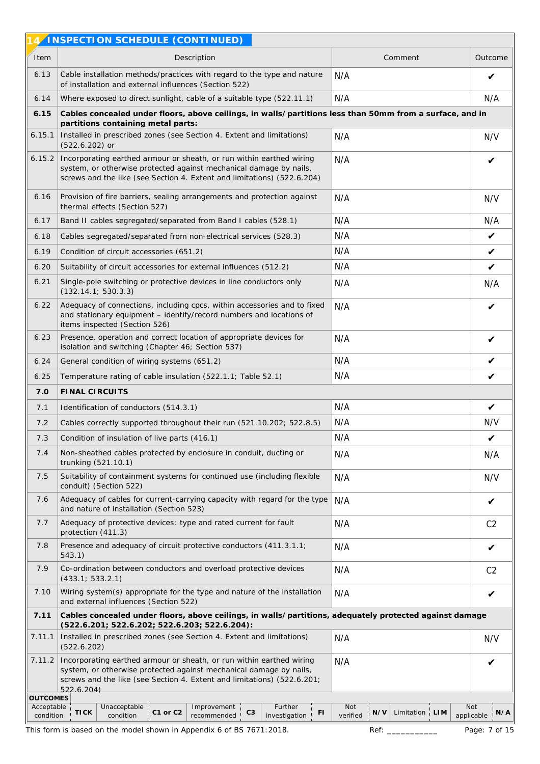## 14 INSPECTION SCHEDULE (CONTINUED)

| Item | Description | Comment | Outcome |
|---|---|---|---|
| 6.13 | Cable installation methods/practices with regard to the type and nature of installation and external influences (Section 522) | N/A | ✔ |
| 6.14 | Where exposed to direct sunlight, cable of a suitable type (522.11.1) | N/A | N/A |
| **6.15** | **Cables concealed under floors, above ceilings, in walls/partitions less than 50mm from a surface, and in partitions containing metal parts:** | | |
| 6.15.1 | Installed in prescribed zones (see Section 4. Extent and limitations) (522.6.202) or | N/A | N/V |
| 6.15.2 | Incorporating earthed armour or sheath, or run within earthed wiring system, or otherwise protected against mechanical damage by nails, screws and the like (see Section 4. Extent and limitations) (522.6.204) | N/A | ✔ |
| 6.16 | Provision of fire barriers, sealing arrangements and protection against thermal effects (Section 527) | N/A | N/V |
| 6.17 | Band II cables segregated/separated from Band I cables (528.1) | N/A | N/A |
| 6.18 | Cables segregated/separated from non-electrical services (528.3) | N/A | ✔ |
| 6.19 | Condition of circuit accessories (651.2) | N/A | ✔ |
| 6.20 | Suitability of circuit accessories for external influences (512.2) | N/A | ✔ |
| 6.21 | Single-pole switching or protective devices in line conductors only (132.14.1; 530.3.3) | N/A | N/A |
| 6.22 | Adequacy of connections, including cpcs, within accessories and to fixed and stationary equipment – identify/record numbers and locations of items inspected (Section 526) | N/A | ✔ |
| 6.23 | Presence, operation and correct location of appropriate devices for isolation and switching (Chapter 46; Section 537) | N/A | ✔ |
| 6.24 | General condition of wiring systems (651.2) | N/A | ✔ |
| 6.25 | Temperature rating of cable insulation (522.1.1; Table 52.1) | N/A | ✔ |
| **7.0** | **FINAL CIRCUITS** | | |
| 7.1 | Identification of conductors (514.3.1) | N/A | ✔ |
| 7.2 | Cables correctly supported throughout their run (521.10.202; 522.8.5) | N/A | N/V |
| 7.3 | Condition of insulation of live parts (416.1) | N/A | ✔ |
| 7.4 | Non-sheathed cables protected by enclosure in conduit, ducting or trunking (521.10.1) | N/A | N/A |
| 7.5 | Suitability of containment systems for continued use (including flexible conduit) (Section 522) | N/A | N/V |
| 7.6 | Adequacy of cables for current-carrying capacity with regard for the type and nature of installation (Section 523) | N/A | ✔ |
| 7.7 | Adequacy of protective devices: type and rated current for fault protection (411.3) | N/A | C2 |
| 7.8 | Presence and adequacy of circuit protective conductors (411.3.1.1; 543.1) | N/A | ✔ |
| 7.9 | Co-ordination between conductors and overload protective devices (433.1; 533.2.1) | N/A | C2 |
| 7.10 | Wiring system(s) appropriate for the type and nature of the installation and external influences (Section 522) | N/A | ✔ |
| **7.11** | **Cables concealed under floors, above ceilings, in walls/partitions, adequately protected against damage (522.6.201; 522.6.202; 522.6.203; 522.6.204):** | | |
| 7.11.1 | Installed in prescribed zones (see Section 4. Extent and limitations) (522.6.202) | N/A | N/V |
| 7.11.2 | Incorporating earthed armour or sheath, or run within earthed wiring system, or otherwise protected against mechanical damage by nails, screws and the like (see Section 4. Extent and limitations) (522.6.201; 522.6.204) | N/A | ✔ |

**OUTCOMES**

| Acceptable condition | TICK | Unacceptable condition | C1 or C2 | Improvement recommended | C3 | Further investigation | FI | Not verified | N/V | Limitation | LIM | Not applicable | N/A |
|---|---|---|---|---|---|---|---|---|---|---|---|---|---|

This form is based on the model shown in Appendix 6 of BS 7671:2018.

Ref: ___________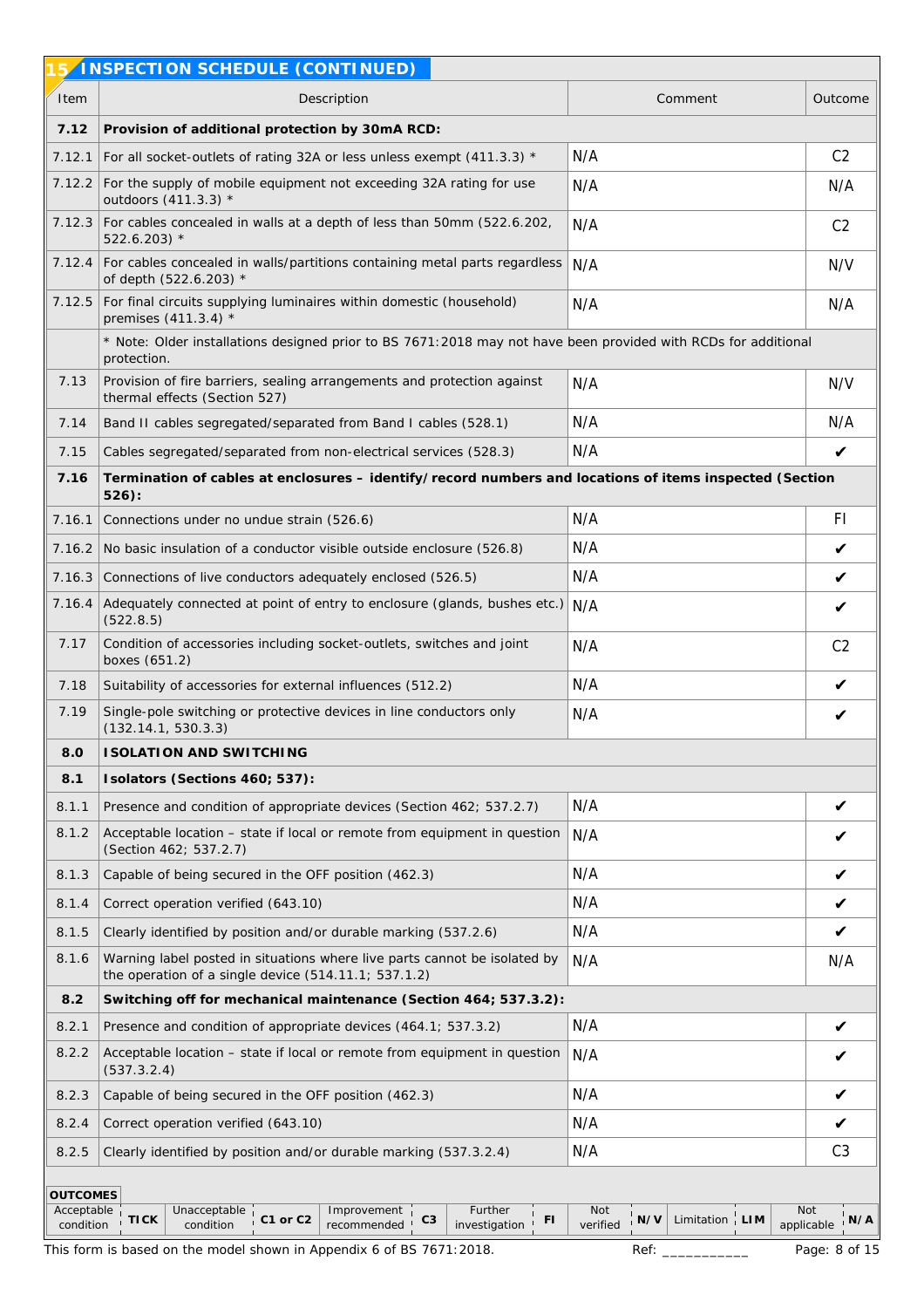## 15 INSPECTION SCHEDULE (CONTINUED)

| Item | Description | Comment | Outcome |
|---|---|---|---|
| **7.12** | **Provision of additional protection by 30mA RCD:** | | |
| 7.12.1 | For all socket-outlets of rating 32A or less unless exempt (411.3.3) * | N/A | C2 |
| 7.12.2 | For the supply of mobile equipment not exceeding 32A rating for use outdoors (411.3.3) * | N/A | N/A |
| 7.12.3 | For cables concealed in walls at a depth of less than 50mm (522.6.202, 522.6.203) * | N/A | C2 |
| 7.12.4 | For cables concealed in walls/partitions containing metal parts regardless of depth (522.6.203) * | N/A | N/V |
| 7.12.5 | For final circuits supplying luminaires within domestic (household) premises (411.3.4) * | N/A | N/A |
| | * Note: Older installations designed prior to BS 7671:2018 may not have been provided with RCDs for additional protection. | | |
| 7.13 | Provision of fire barriers, sealing arrangements and protection against thermal effects (Section 527) | N/A | N/V |
| 7.14 | Band II cables segregated/separated from Band I cables (528.1) | N/A | N/A |
| 7.15 | Cables segregated/separated from non-electrical services (528.3) | N/A | ✔ |
| **7.16** | **Termination of cables at enclosures – identify/record numbers and locations of items inspected (Section 526):** | | |
| 7.16.1 | Connections under no undue strain (526.6) | N/A | FI |
| 7.16.2 | No basic insulation of a conductor visible outside enclosure (526.8) | N/A | ✔ |
| 7.16.3 | Connections of live conductors adequately enclosed (526.5) | N/A | ✔ |
| 7.16.4 | Adequately connected at point of entry to enclosure (glands, bushes etc.) (522.8.5) | N/A | ✔ |
| 7.17 | Condition of accessories including socket-outlets, switches and joint boxes (651.2) | N/A | C2 |
| 7.18 | Suitability of accessories for external influences (512.2) | N/A | ✔ |
| 7.19 | Single-pole switching or protective devices in line conductors only (132.14.1, 530.3.3) | N/A | ✔ |
| **8.0** | **ISOLATION AND SWITCHING** | | |
| **8.1** | **Isolators (Sections 460; 537):** | | |
| 8.1.1 | Presence and condition of appropriate devices (Section 462; 537.2.7) | N/A | ✔ |
| 8.1.2 | Acceptable location – state if local or remote from equipment in question (Section 462; 537.2.7) | N/A | ✔ |
| 8.1.3 | Capable of being secured in the OFF position (462.3) | N/A | ✔ |
| 8.1.4 | Correct operation verified (643.10) | N/A | ✔ |
| 8.1.5 | Clearly identified by position and/or durable marking (537.2.6) | N/A | ✔ |
| 8.1.6 | Warning label posted in situations where live parts cannot be isolated by the operation of a single device (514.11.1; 537.1.2) | N/A | N/A |
| **8.2** | **Switching off for mechanical maintenance (Section 464; 537.3.2):** | | |
| 8.2.1 | Presence and condition of appropriate devices (464.1; 537.3.2) | N/A | ✔ |
| 8.2.2 | Acceptable location – state if local or remote from equipment in question (537.3.2.4) | N/A | ✔ |
| 8.2.3 | Capable of being secured in the OFF position (462.3) | N/A | ✔ |
| 8.2.4 | Correct operation verified (643.10) | N/A | ✔ |
| 8.2.5 | Clearly identified by position and/or durable marking (537.3.2.4) | N/A | C3 |

**OUTCOMES**

| Acceptable condition | TICK | Unacceptable condition | C1 or C2 | Improvement recommended | C3 | Further investigation | FI | Not verified | N/V | Limitation | LIM | Not applicable | N/A |
|---|---|---|---|---|---|---|---|---|---|---|---|---|---|

This form is based on the model shown in Appendix 6 of BS 7671:2018.

Ref: ___________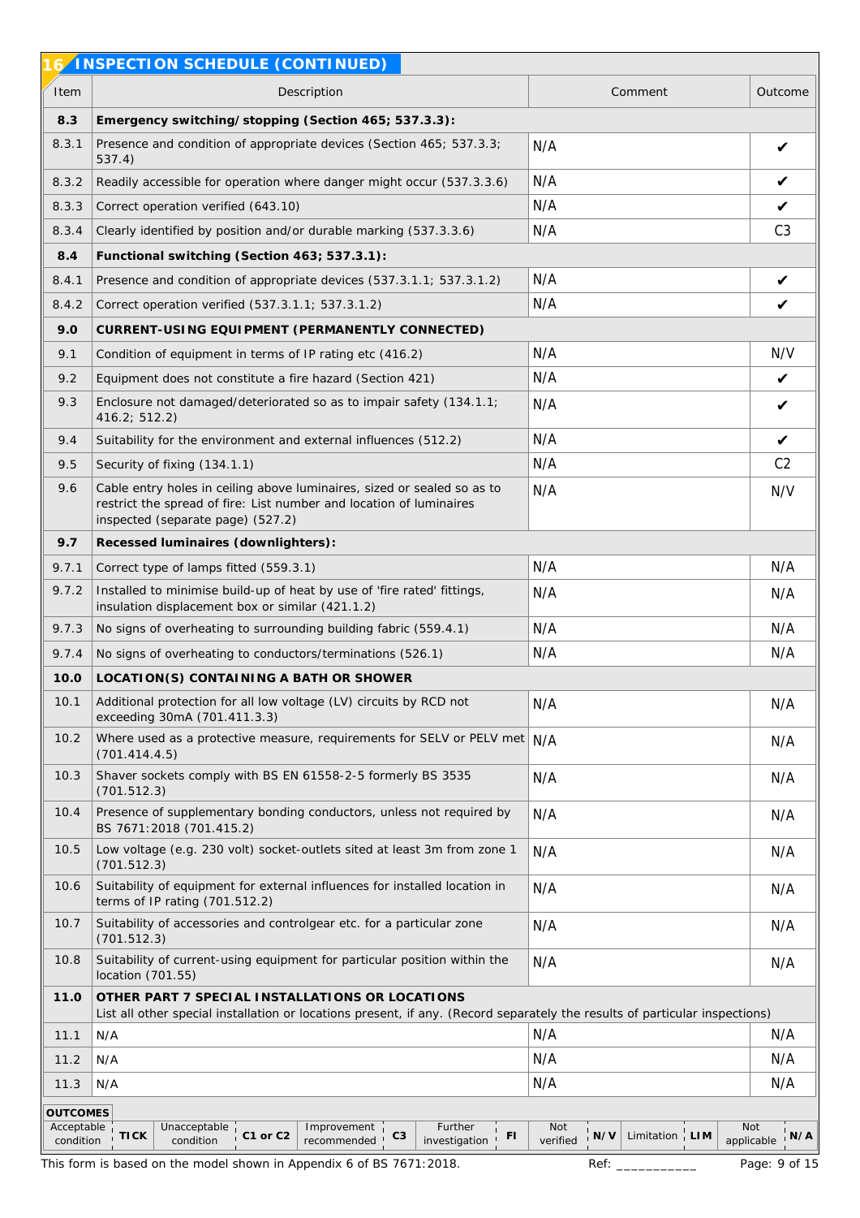## 16 INSPECTION SCHEDULE (CONTINUED)

| Item | Description | Comment | Outcome |
|---|---|---|---|
| **8.3** | **Emergency switching/stopping (Section 465; 537.3.3):** | | |
| 8.3.1 | Presence and condition of appropriate devices (Section 465; 537.3.3; 537.4) | N/A | ✔ |
| 8.3.2 | Readily accessible for operation where danger might occur (537.3.3.6) | N/A | ✔ |
| 8.3.3 | Correct operation verified (643.10) | N/A | ✔ |
| 8.3.4 | Clearly identified by position and/or durable marking (537.3.3.6) | N/A | C3 |
| **8.4** | **Functional switching (Section 463; 537.3.1):** | | |
| 8.4.1 | Presence and condition of appropriate devices (537.3.1.1; 537.3.1.2) | N/A | ✔ |
| 8.4.2 | Correct operation verified (537.3.1.1; 537.3.1.2) | N/A | ✔ |
| **9.0** | **CURRENT-USING EQUIPMENT (PERMANENTLY CONNECTED)** | | |
| 9.1 | Condition of equipment in terms of IP rating etc (416.2) | N/A | N/V |
| 9.2 | Equipment does not constitute a fire hazard (Section 421) | N/A | ✔ |
| 9.3 | Enclosure not damaged/deteriorated so as to impair safety (134.1.1; 416.2; 512.2) | N/A | ✔ |
| 9.4 | Suitability for the environment and external influences (512.2) | N/A | ✔ |
| 9.5 | Security of fixing (134.1.1) | N/A | C2 |
| 9.6 | Cable entry holes in ceiling above luminaires, sized or sealed so as to restrict the spread of fire: List number and location of luminaires inspected (separate page) (527.2) | N/A | N/V |
| **9.7** | **Recessed luminaires (downlighters):** | | |
| 9.7.1 | Correct type of lamps fitted (559.3.1) | N/A | N/A |
| 9.7.2 | Installed to minimise build-up of heat by use of 'fire rated' fittings, insulation displacement box or similar (421.1.2) | N/A | N/A |
| 9.7.3 | No signs of overheating to surrounding building fabric (559.4.1) | N/A | N/A |
| 9.7.4 | No signs of overheating to conductors/terminations (526.1) | N/A | N/A |
| **10.0** | **LOCATION(S) CONTAINING A BATH OR SHOWER** | | |
| 10.1 | Additional protection for all low voltage (LV) circuits by RCD not exceeding 30mA (701.411.3.3) | N/A | N/A |
| 10.2 | Where used as a protective measure, requirements for SELV or PELV met (701.414.4.5) | N/A | N/A |
| 10.3 | Shaver sockets comply with BS EN 61558-2-5 formerly BS 3535 (701.512.3) | N/A | N/A |
| 10.4 | Presence of supplementary bonding conductors, unless not required by BS 7671:2018 (701.415.2) | N/A | N/A |
| 10.5 | Low voltage (e.g. 230 volt) socket-outlets sited at least 3m from zone 1 (701.512.3) | N/A | N/A |
| 10.6 | Suitability of equipment for external influences for installed location in terms of IP rating (701.512.2) | N/A | N/A |
| 10.7 | Suitability of accessories and controlgear etc. for a particular zone (701.512.3) | N/A | N/A |
| 10.8 | Suitability of current-using equipment for particular position within the location (701.55) | N/A | N/A |
| **11.0** | **OTHER PART 7 SPECIAL INSTALLATIONS OR LOCATIONS** List all other special installation or locations present, if any. (Record separately the results of particular inspections) | | |
| 11.1 | N/A | N/A | N/A |
| 11.2 | N/A | N/A | N/A |
| 11.3 | N/A | N/A | N/A |

**OUTCOMES**

| Acceptable condition | TICK | Unacceptable condition | C1 or C2 | Improvement recommended | C3 | Further investigation | FI | Not verified | N/V | Limitation | LIM | Not applicable | N/A |
|---|---|---|---|---|---|---|---|---|---|---|---|---|---|

This form is based on the model shown in Appendix 6 of BS 7671:2018.

Ref: ___________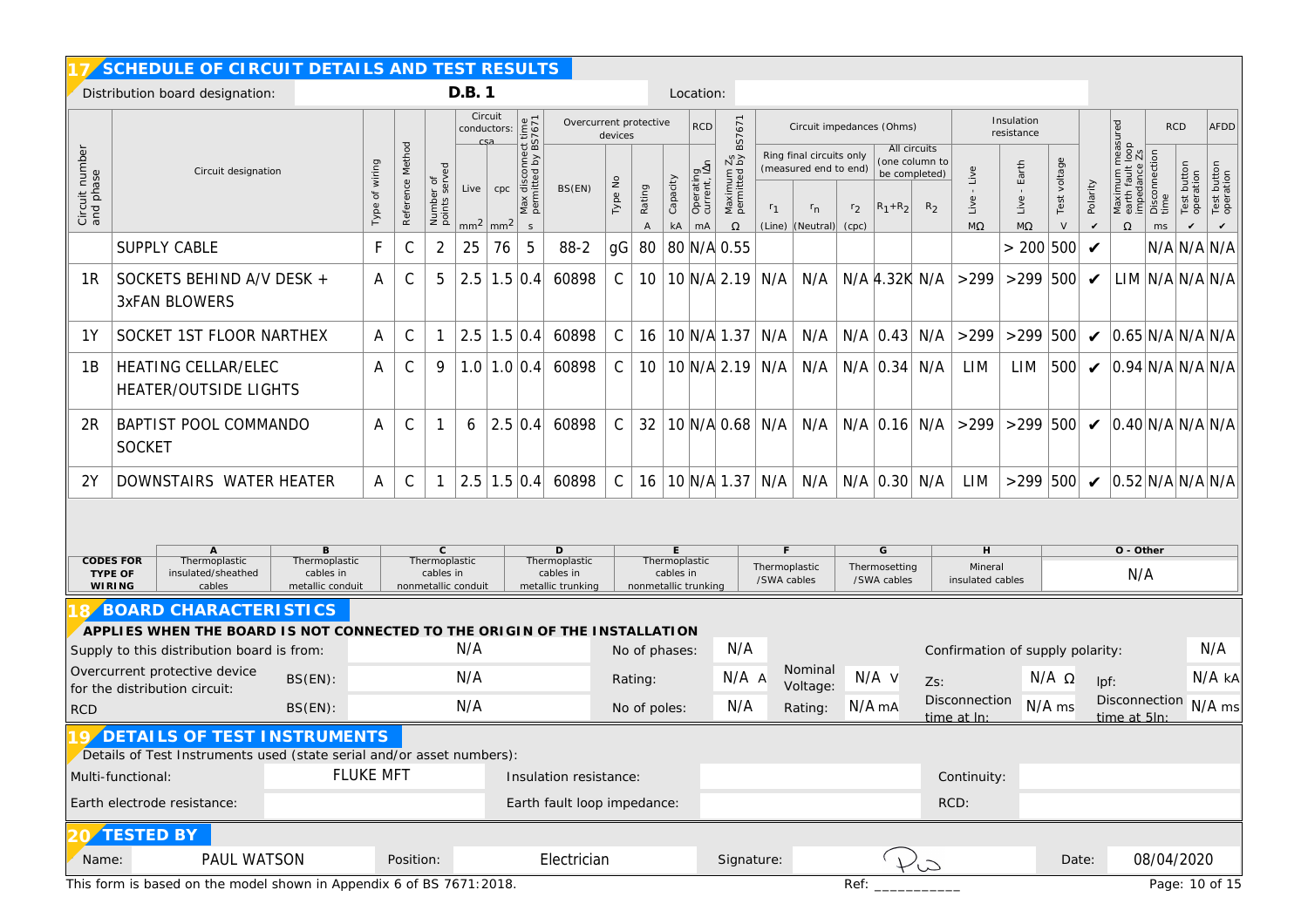## 17 SCHEDULE OF CIRCUIT DETAILS AND TEST RESULTS

Distribution board designation: **D.B. 1** Location:

| Circuit number and phase | Circuit designation | Type of wiring | Reference Method | Number of points served | Circuit conductors: csa Live mm² | Circuit conductors: csa cpc mm² | Max disconnect time permitted by BS7671 s | Overcurrent protective devices BS(EN) | Type No | Rating A | Capacity kA | RCD Operating current, IΔn mA | Maximum Zs permitted by BS7671 Ω | Ring final circuits only (measured end to end) $r_1$ (Line) | $r_n$ (Neutral) | $r_2$ (cpc) | All circuits (one column to be completed) $R_1+R_2$ | $R_2$ | Insulation resistance Live - Live MΩ | Live - Earth MΩ | Test voltage V | Polarity ✓ | Maximum measured earth fault loop impedance Zs Ω | RCD Disconnection time ms | RCD Test button operation ✓ | AFDD Test button operation ✓ |
|---|---|---|---|---|---|---|---|---|---|---|---|---|---|---|---|---|---|---|---|---|---|---|---|---|---|---|
| | SUPPLY CABLE | F | C | 2 | 25 | 76 | 5 | 88-2 | gG | 80 | 80 | N/A | 0.55 | | | | | | | > 200 | 500 | ✔ | | N/A | N/A | N/A |
| 1R | SOCKETS BEHIND A/V DESK + 3xFAN BLOWERS | A | C | 5 | 2.5 | 1.5 | 0.4 | 60898 | C | 10 | 10 | N/A | 2.19 | N/A | N/A | N/A | 4.32K | N/A | >299 | >299 | 500 | ✔ | LIM | N/A | N/A | N/A |
| 1Y | SOCKET 1ST FLOOR NARTHEX | A | C | 1 | 2.5 | 1.5 | 0.4 | 60898 | C | 16 | 10 | N/A | 1.37 | N/A | N/A | N/A | 0.43 | N/A | >299 | >299 | 500 | ✔ | 0.65 | N/A | N/A | N/A |
| 1B | HEATING CELLAR/ELEC HEATER/OUTSIDE LIGHTS | A | C | 9 | 1.0 | 1.0 | 0.4 | 60898 | C | 10 | 10 | N/A | 2.19 | N/A | N/A | N/A | 0.34 | N/A | LIM | LIM | 500 | ✔ | 0.94 | N/A | N/A | N/A |
| 2R | BAPTIST POOL COMMANDO SOCKET | A | C | 1 | 6 | 2.5 | 0.4 | 60898 | C | 32 | 10 | N/A | 0.68 | N/A | N/A | N/A | 0.16 | N/A | >299 | >299 | 500 | ✔ | 0.40 | N/A | N/A | N/A |
| 2Y | DOWNSTAIRS WATER HEATER | A | C | 1 | 2.5 | 1.5 | 0.4 | 60898 | C | 16 | 10 | N/A | 1.37 | N/A | N/A | N/A | 0.30 | N/A | LIM | >299 | 500 | ✔ | 0.52 | N/A | N/A | N/A |

| CODES FOR TYPE OF WIRING | A | B | C | D | E | F | G | H | O - Other |
|---|---|---|---|---|---|---|---|---|---|
| | Thermoplastic insulated/sheathed cables | Thermoplastic cables in metallic conduit | Thermoplastic cables in nonmetallic conduit | Thermoplastic cables in metallic trunking | Thermoplastic cables in nonmetallic trunking | Thermoplastic /SWA cables | Thermosetting /SWA cables | Mineral insulated cables | N/A |

## 18 BOARD CHARACTERISTICS

**APPLIES WHEN THE BOARD IS NOT CONNECTED TO THE ORIGIN OF THE INSTALLATION**

| | | | | | | | |
|---|---|---|---|---|---|---|---|
| Supply to this distribution board is from: | N/A | No of phases: | N/A | | | Confirmation of supply polarity: | N/A |
| Overcurrent protective device for the distribution circuit: BS(EN): | N/A | Rating: | N/A A | Nominal Voltage: | N/A V | Zs: N/A Ω | Ipf: N/A kA |
| RCD BS(EN): | N/A | No of poles: | N/A | Rating: | N/A mA | Disconnection time at IΔn: N/A ms | Disconnection time at 5IΔn: N/A ms |

## 19 DETAILS OF TEST INSTRUMENTS

Details of Test Instruments used (state serial and/or asset numbers):

| | | | | | |
|---|---|---|---|---|---|
| Multi-functional: | FLUKE MFT | Insulation resistance: | | Continuity: | |
| Earth electrode resistance: | | Earth fault loop impedance: | | RCD: | |

## 20 TESTED BY

| | | | | | | | |
|---|---|---|---|---|---|---|---|
| Name: | PAUL WATSON | Position: | Electrician | Signature: | [signature] | Date: | 08/04/2020 |

This form is based on the model shown in Appendix 6 of BS 7671:2018.

Ref: ___________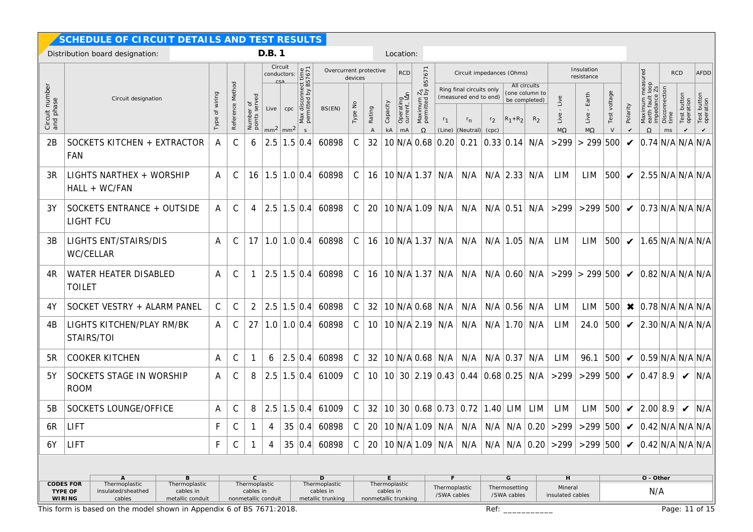## SCHEDULE OF CIRCUIT DETAILS AND TEST RESULTS

Distribution board designation: **D.B. 1** Location:

| Circuit number and phase | Circuit designation | Type of wiring | Reference Method | Number of points served | Circuit conductors: csa Live mm² | Circuit conductors: csa cpc mm² | Max disconnect time permitted by BS7671 s | Overcurrent protective devices BS(EN) | Type No | Rating A | Capacity kA | RCD Operating current, IΔn mA | Maximum $Z_s$ permitted by BS7671 Ω | Ring final circuits only (measured end to end) $r_1$ (Line) | $r_n$ (Neutral) | $r_2$ (cpc) | All circuits (one column to be completed) $R_1+R_2$ | $R_2$ | Insulation resistance Live - Live MΩ | Live - Earth MΩ | Test voltage V | Polarity ✔ | Maximum measured earth fault loop impedance Zs Ω | RCD Disconnection time ms | RCD Test button operation ✔ | AFDD Test button operation ✔ |
|---|---|---|---|---|---|---|---|---|---|---|---|---|---|---|---|---|---|---|---|---|---|---|---|---|---|---|
| 2B | SOCKETS KITCHEN + EXTRACTOR FAN | A | C | 6 | 2.5 | 1.5 | 0.4 | 60898 | C | 32 | 10 | N/A | 0.68 | 0.20 | 0.21 | 0.33 | 0.14 | N/A | >299 | > 299 | 500 | ✔ | 0.74 | N/A | N/A | N/A |
| 3R | LIGHTS NARTHEX + WORSHIP HALL + WC/FAN | A | C | 16 | 1.5 | 1.0 | 0.4 | 60898 | C | 16 | 10 | N/A | 1.37 | N/A | N/A | N/A | 2.33 | N/A | LIM | LIM | 500 | ✔ | 2.55 | N/A | N/A | N/A |
| 3Y | SOCKETS ENTRANCE + OUTSIDE LIGHT FCU | A | C | 4 | 2.5 | 1.5 | 0.4 | 60898 | C | 20 | 10 | N/A | 1.09 | N/A | N/A | N/A | 0.51 | N/A | >299 | >299 | 500 | ✔ | 0.73 | N/A | N/A | N/A |
| 3B | LIGHTS ENT/STAIRS/DIS WC/CELLAR | A | C | 17 | 1.0 | 1.0 | 0.4 | 60898 | C | 16 | 10 | N/A | 1.37 | N/A | N/A | N/A | 1.05 | N/A | LIM | LIM | 500 | ✔ | 1.65 | N/A | N/A | N/A |
| 4R | WATER HEATER DISABLED TOILET | A | C | 1 | 2.5 | 1.5 | 0.4 | 60898 | C | 16 | 10 | N/A | 1.37 | N/A | N/A | N/A | 0.60 | N/A | >299 | > 299 | 500 | ✔ | 0.82 | N/A | N/A | N/A |
| 4Y | SOCKET VESTRY + ALARM PANEL | C | C | 2 | 2.5 | 1.5 | 0.4 | 60898 | C | 32 | 10 | N/A | 0.68 | N/A | N/A | N/A | 0.56 | N/A | LIM | LIM | 500 | ✖ | 0.78 | N/A | N/A | N/A |
| 4B | LIGHTS KITCHEN/PLAY RM/BK STAIRS/TOI | A | C | 27 | 1.0 | 1.0 | 0.4 | 60898 | C | 10 | 10 | N/A | 2.19 | N/A | N/A | N/A | 1.70 | N/A | LIM | 24.0 | 500 | ✔ | 2.30 | N/A | N/A | N/A |
| 5R | COOKER KITCHEN | A | C | 1 | 6 | 2.5 | 0.4 | 60898 | C | 32 | 10 | N/A | 0.68 | N/A | N/A | N/A | 0.37 | N/A | LIM | 96.1 | 500 | ✔ | 0.59 | N/A | N/A | N/A |
| 5Y | SOCKETS STAGE IN WORSHIP ROOM | A | C | 8 | 2.5 | 1.5 | 0.4 | 61009 | C | 10 | 10 | 30 | 2.19 | 0.43 | 0.44 | 0.68 | 0.25 | N/A | >299 | >299 | 500 | ✔ | 0.47 | 8.9 | ✔ | N/A |
| 5B | SOCKETS LOUNGE/OFFICE | A | C | 8 | 2.5 | 1.5 | 0.4 | 61009 | C | 32 | 10 | 30 | 0.68 | 0.73 | 0.72 | 1.40 | LIM | LIM | LIM | LIM | 500 | ✔ | 2.00 | 8.9 | ✔ | N/A |
| 6R | LIFT | F | C | 1 | 4 | 35 | 0.4 | 60898 | C | 20 | 10 | N/A | 1.09 | N/A | N/A | N/A | N/A | 0.20 | >299 | >299 | 500 | ✔ | 0.42 | N/A | N/A | N/A |
| 6Y | LIFT | F | C | 1 | 4 | 35 | 0.4 | 60898 | C | 20 | 10 | N/A | 1.09 | N/A | N/A | N/A | N/A | 0.20 | >299 | >299 | 500 | ✔ | 0.42 | N/A | N/A | N/A |

| CODES FOR TYPE OF WIRING | A | B | C | D | E | F | G | H | O - Other |
|---|---|---|---|---|---|---|---|---|---|
| | Thermoplastic insulated/sheathed cables | Thermoplastic cables in metallic conduit | Thermoplastic cables in nonmetallic conduit | Thermoplastic cables in metallic trunking | Thermoplastic cables in nonmetallic trunking | Thermoplastic /SWA cables | Thermosetting /SWA cables | Mineral insulated cables | N/A |

This form is based on the model shown in Appendix 6 of BS 7671:2018.

Ref: ___________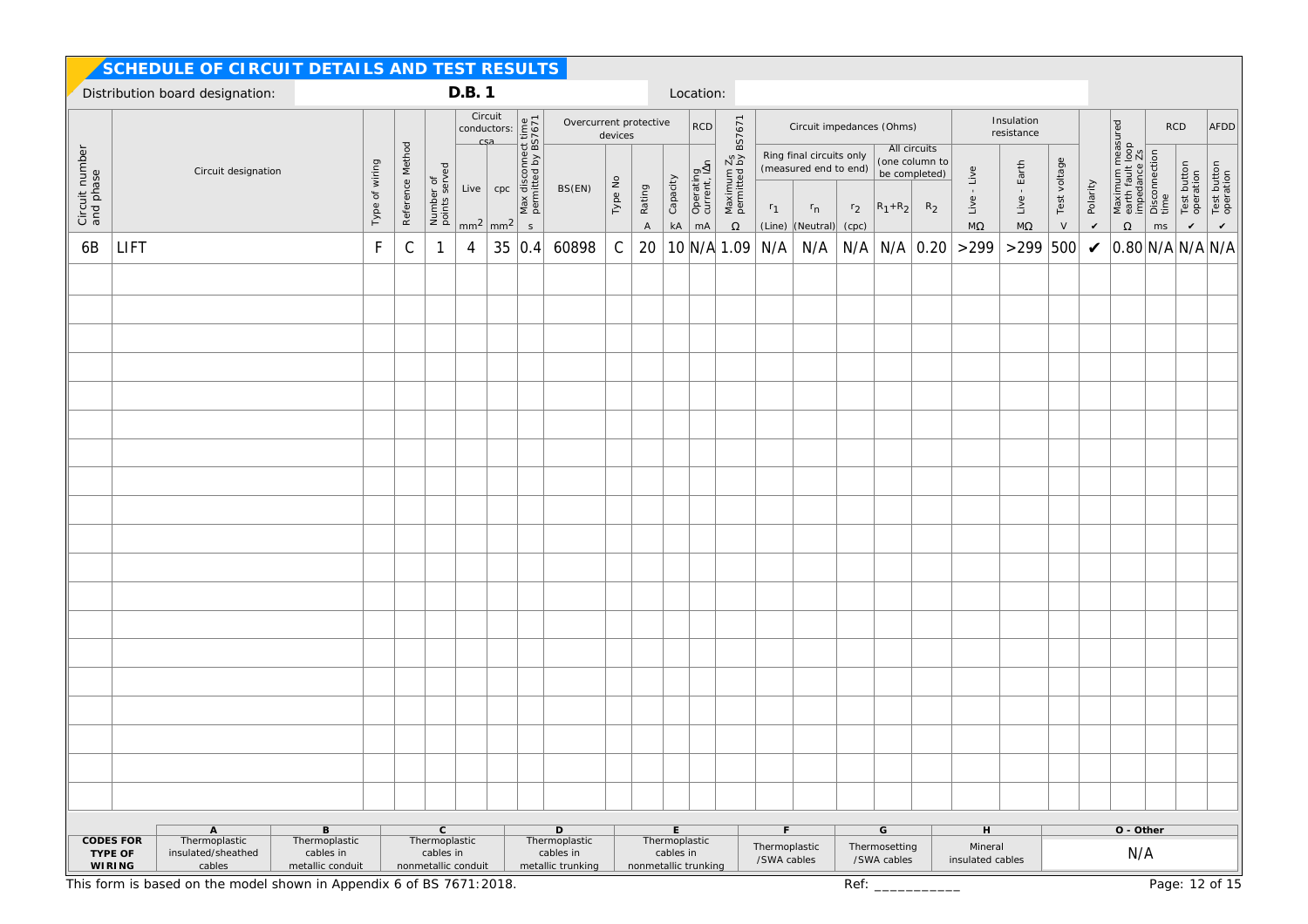## SCHEDULE OF CIRCUIT DETAILS AND TEST RESULTS

Distribution board designation: **D.B. 1** Location:

| Circuit number and phase | Circuit designation | Type of wiring | Reference Method | Number of points served | Circuit conductors: csa | | Max disconnect time permitted by BS7671 | Overcurrent protective devices | | | | RCD | Maximum $Z_s$ permitted by BS7671 | Circuit impedances (Ohms) | | | | | Insulation resistance | | | Polarity | Maximum measured earth fault loop impedance Zs | RCD | | AFDD |
|---|---|---|---|---|---|---|---|---|---|---|---|---|---|---|---|---|---|---|---|---|---|---|---|---|---|---|
| | | | | | Live | cpc | | BS(EN) | Type No | Rating | Capacity | Operating current, IΔn | | Ring final circuits only (measured end to end) | | | All circuits (one column to be completed) | | Live - Live | Live - Earth | Test voltage | | | Disconnection time | Test button operation | Test button operation |
| | | | | | $mm^2$ | $mm^2$ | s | | | A | kA | mA | Ω | $r_1$ (Line) | $r_n$ (Neutral) | $r_2$ (cpc) | $R_1+R_2$ | $R_2$ | MΩ | MΩ | V | ✔ | Ω | ms | ✔ | ✔ |
| 6B | LIFT | F | C | 1 | 4 | 35 | 0.4 | 60898 | C | 20 | 10 | N/A | 1.09 | N/A | N/A | N/A | N/A | 0.20 | >299 | >299 | 500 | ✔ | 0.80 | N/A | N/A | N/A |

| CODES FOR TYPE OF WIRING | A | B | C | D | E | F | G | H | O - Other |
|---|---|---|---|---|---|---|---|---|---|
| | Thermoplastic insulated/sheathed cables | Thermoplastic cables in metallic conduit | Thermoplastic cables in nonmetallic conduit | Thermoplastic cables in metallic trunking | Thermoplastic cables in nonmetallic trunking | Thermoplastic /SWA cables | Thermosetting /SWA cables | Mineral insulated cables | N/A |

This form is based on the model shown in Appendix 6 of BS 7671:2018.

Ref: ___________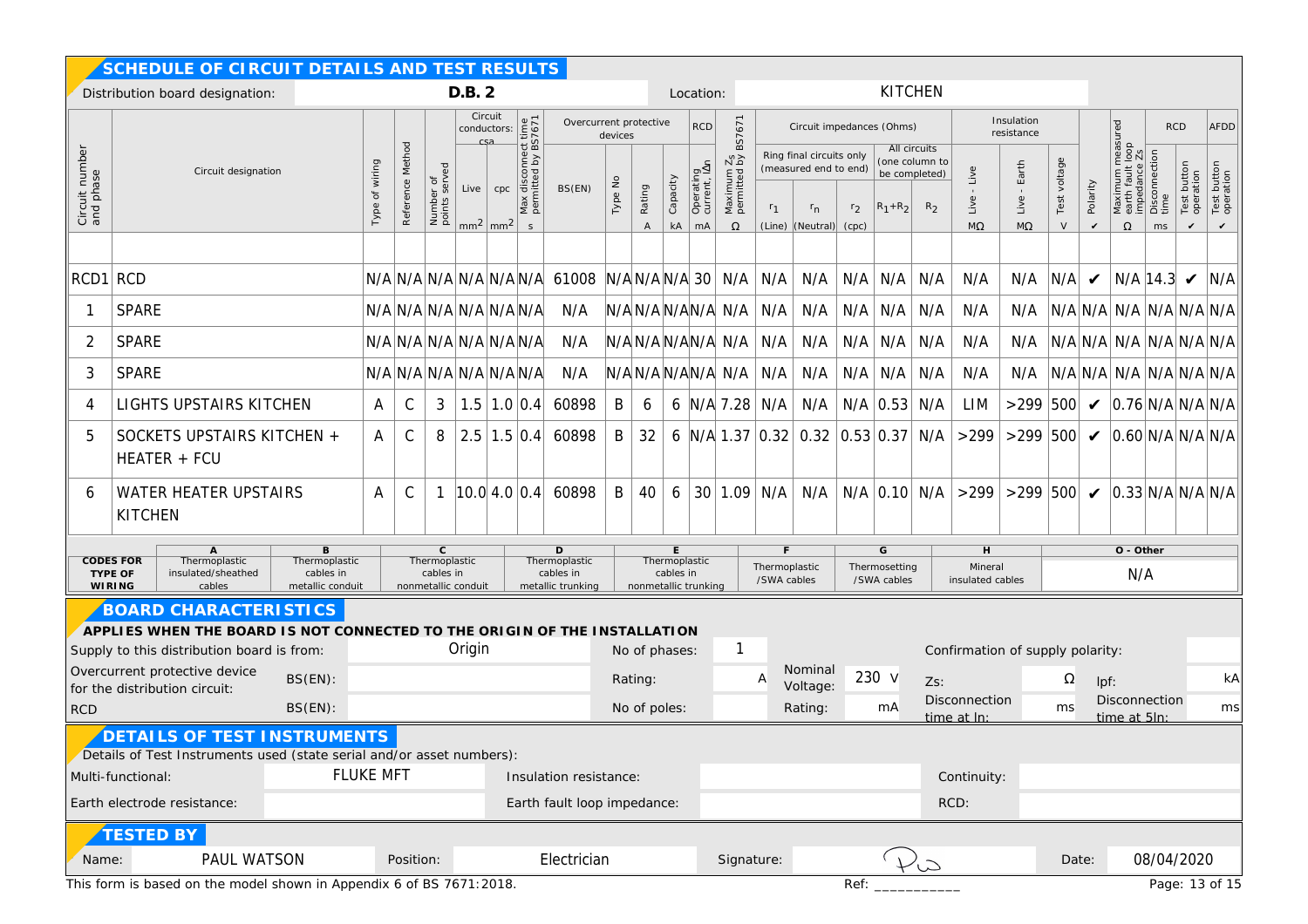## SCHEDULE OF CIRCUIT DETAILS AND TEST RESULTS

Distribution board designation: **D.B. 2** Location: KITCHEN

| Circuit number and phase | Circuit designation | Type of wiring | Reference Method | Number of points served | Circuit conductors: csa Live mm² | cpc mm² | Max disconnect time permitted by BS7671 s | Overcurrent protective devices BS(EN) | Type No | Rating A | Capacity kA | RCD Operating current, IΔn mA | Maximum Zs permitted by BS7671 Ω | Ring final circuits only (measured end to end) $r_1$ (Line) | $r_n$ (Neutral) | $r_2$ (cpc) | All circuits (one column to be completed) $R_1+R_2$ | $R_2$ | Insulation resistance Live - Live MΩ | Live - Earth MΩ | Test voltage V | Polarity ✔ | Maximum measured earth fault loop impedance Zs Ω | RCD Disconnection time ms | Test button operation ✔ | AFDD Test button operation ✔ |
|---|---|---|---|---|---|---|---|---|---|---|---|---|---|---|---|---|---|---|---|---|---|---|---|---|---|---|
| RCD1 | RCD | N/A | N/A | N/A | N/A | N/A | N/A | 61008 | N/A | N/A | N/A | 30 | N/A | N/A | N/A | N/A | N/A | N/A | N/A | N/A | N/A | ✔ | N/A | 14.3 | ✔ | N/A |
| 1 | SPARE | N/A | N/A | N/A | N/A | N/A | N/A | N/A | N/A | N/A | N/A | N/A | N/A | N/A | N/A | N/A | N/A | N/A | N/A | N/A | N/A | N/A | N/A | N/A | N/A | N/A |
| 2 | SPARE | N/A | N/A | N/A | N/A | N/A | N/A | N/A | N/A | N/A | N/A | N/A | N/A | N/A | N/A | N/A | N/A | N/A | N/A | N/A | N/A | N/A | N/A | N/A | N/A | N/A |
| 3 | SPARE | N/A | N/A | N/A | N/A | N/A | N/A | N/A | N/A | N/A | N/A | N/A | N/A | N/A | N/A | N/A | N/A | N/A | N/A | N/A | N/A | N/A | N/A | N/A | N/A | N/A |
| 4 | LIGHTS UPSTAIRS KITCHEN | A | C | 3 | 1.5 | 1.0 | 0.4 | 60898 | B | 6 | 6 | N/A | 7.28 | N/A | N/A | N/A | 0.53 | N/A | LIM | >299 | 500 | ✔ | 0.76 | N/A | N/A | N/A |
| 5 | SOCKETS UPSTAIRS KITCHEN + HEATER + FCU | A | C | 8 | 2.5 | 1.5 | 0.4 | 60898 | B | 32 | 6 | N/A | 1.37 | 0.32 | 0.32 | 0.53 | 0.37 | N/A | >299 | >299 | 500 | ✔ | 0.60 | N/A | N/A | N/A |
| 6 | WATER HEATER UPSTAIRS KITCHEN | A | C | 1 | 10.0 | 4.0 | 0.4 | 60898 | B | 40 | 6 | 30 | 1.09 | N/A | N/A | N/A | 0.10 | N/A | >299 | >299 | 500 | ✔ | 0.33 | N/A | N/A | N/A |

| CODES FOR TYPE OF WIRING | A | B | C | D | E | F | G | H | O - Other |
|---|---|---|---|---|---|---|---|---|---|
| | Thermoplastic insulated/sheathed cables | Thermoplastic cables in metallic conduit | Thermoplastic cables in nonmetallic conduit | Thermoplastic cables in metallic trunking | Thermoplastic cables in nonmetallic trunking | Thermoplastic /SWA cables | Thermosetting /SWA cables | Mineral insulated cables | N/A |

## BOARD CHARACTERISTICS

**APPLIES WHEN THE BOARD IS NOT CONNECTED TO THE ORIGIN OF THE INSTALLATION**

| | | | | | | | |
|---|---|---|---|---|---|---|---|
| Supply to this distribution board is from: | Origin | No of phases: | 1 | | | Confirmation of supply polarity: | |
| Overcurrent protective device for the distribution circuit: BS(EN): | | Rating: | A | Nominal Voltage: | 230 V | Zs: Ω | Ipf: kA |
| RCD BS(EN): | | No of poles: | | Rating: | mA | Disconnection time at In: ms | Disconnection time at 5In: ms |

## DETAILS OF TEST INSTRUMENTS

Details of Test Instruments used (state serial and/or asset numbers):

| | | | | | |
|---|---|---|---|---|---|
| Multi-functional: | FLUKE MFT | Insulation resistance: | | Continuity: | |
| Earth electrode resistance: | | Earth fault loop impedance: | | RCD: | |

## TESTED BY

Name: PAUL WATSON Position: Electrician Signature: [signature] Date: 08/04/2020

This form is based on the model shown in Appendix 6 of BS 7671:2018. Ref: ___________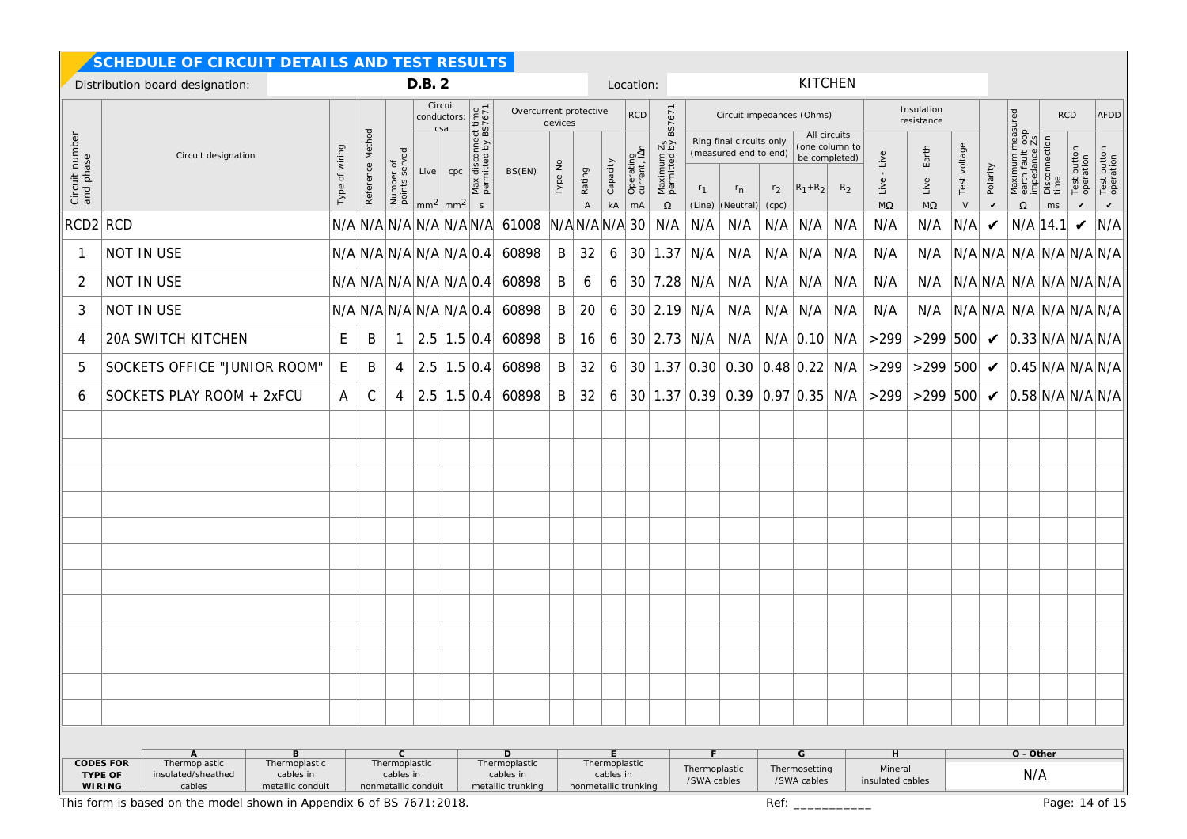## SCHEDULE OF CIRCUIT DETAILS AND TEST RESULTS

Distribution board designation: **D.B. 2** Location: KITCHEN

| Circuit number and phase | Circuit designation | Type of wiring | Reference Method | Number of points served | Circuit conductors: csa Live mm² | Circuit conductors: csa cpc mm² | Max disconnect time permitted by BS7671 s | Overcurrent protective devices BS(EN) | Type No | Rating A | Capacity kA | RCD Operating current, IΔn mA | Maximum Zs permitted by BS7671 Ω | Ring final circuits only (measured end to end) $r_1$ (Line) | $r_n$ (Neutral) | $r_2$ (cpc) | All circuits (one column to be completed) $R_1+R_2$ | $R_2$ | Insulation resistance Live - Live MΩ | Live - Earth MΩ | Test voltage V | Polarity ✔ | Maximum measured earth fault loop impedance Zs Ω | RCD Disconnection time ms | RCD Test button operation ✔ | AFDD Test button operation ✔ |
|---|---|---|---|---|---|---|---|---|---|---|---|---|---|---|---|---|---|---|---|---|---|---|---|---|---|---|
| RCD2 | RCD | N/A | N/A | N/A | N/A | N/A | N/A | 61008 | N/A | N/A | N/A | 30 | N/A | N/A | N/A | N/A | N/A | N/A | N/A | N/A | N/A | ✔ | N/A | 14.1 | ✔ | N/A |
| 1 | NOT IN USE | N/A | N/A | N/A | N/A | N/A | 0.4 | 60898 | B | 32 | 6 | 30 | 1.37 | N/A | N/A | N/A | N/A | N/A | N/A | N/A | N/A | N/A | N/A | N/A | N/A | N/A |
| 2 | NOT IN USE | N/A | N/A | N/A | N/A | N/A | 0.4 | 60898 | B | 6 | 6 | 30 | 7.28 | N/A | N/A | N/A | N/A | N/A | N/A | N/A | N/A | N/A | N/A | N/A | N/A | N/A |
| 3 | NOT IN USE | N/A | N/A | N/A | N/A | N/A | 0.4 | 60898 | B | 20 | 6 | 30 | 2.19 | N/A | N/A | N/A | N/A | N/A | N/A | N/A | N/A | N/A | N/A | N/A | N/A | N/A |
| 4 | 20A SWITCH KITCHEN | E | B | 1 | 2.5 | 1.5 | 0.4 | 60898 | B | 16 | 6 | 30 | 2.73 | N/A | N/A | N/A | 0.10 | N/A | >299 | >299 | 500 | ✔ | 0.33 | N/A | N/A | N/A |
| 5 | SOCKETS OFFICE "JUNIOR ROOM" | E | B | 4 | 2.5 | 1.5 | 0.4 | 60898 | B | 32 | 6 | 30 | 1.37 | 0.30 | 0.30 | 0.48 | 0.22 | N/A | >299 | >299 | 500 | ✔ | 0.45 | N/A | N/A | N/A |
| 6 | SOCKETS PLAY ROOM + 2xFCU | A | C | 4 | 2.5 | 1.5 | 0.4 | 60898 | B | 32 | 6 | 30 | 1.37 | 0.39 | 0.39 | 0.97 | 0.35 | N/A | >299 | >299 | 500 | ✔ | 0.58 | N/A | N/A | N/A |

| CODES FOR TYPE OF WIRING | A | B | C | D | E | F | G | H | O - Other |
|---|---|---|---|---|---|---|---|---|---|
| | Thermoplastic insulated/sheathed cables | Thermoplastic cables in metallic conduit | Thermoplastic cables in nonmetallic conduit | Thermoplastic cables in metallic trunking | Thermoplastic cables in nonmetallic trunking | Thermoplastic /SWA cables | Thermosetting /SWA cables | Mineral insulated cables | N/A |

This form is based on the model shown in Appendix 6 of BS 7671:2018.

Ref: ___________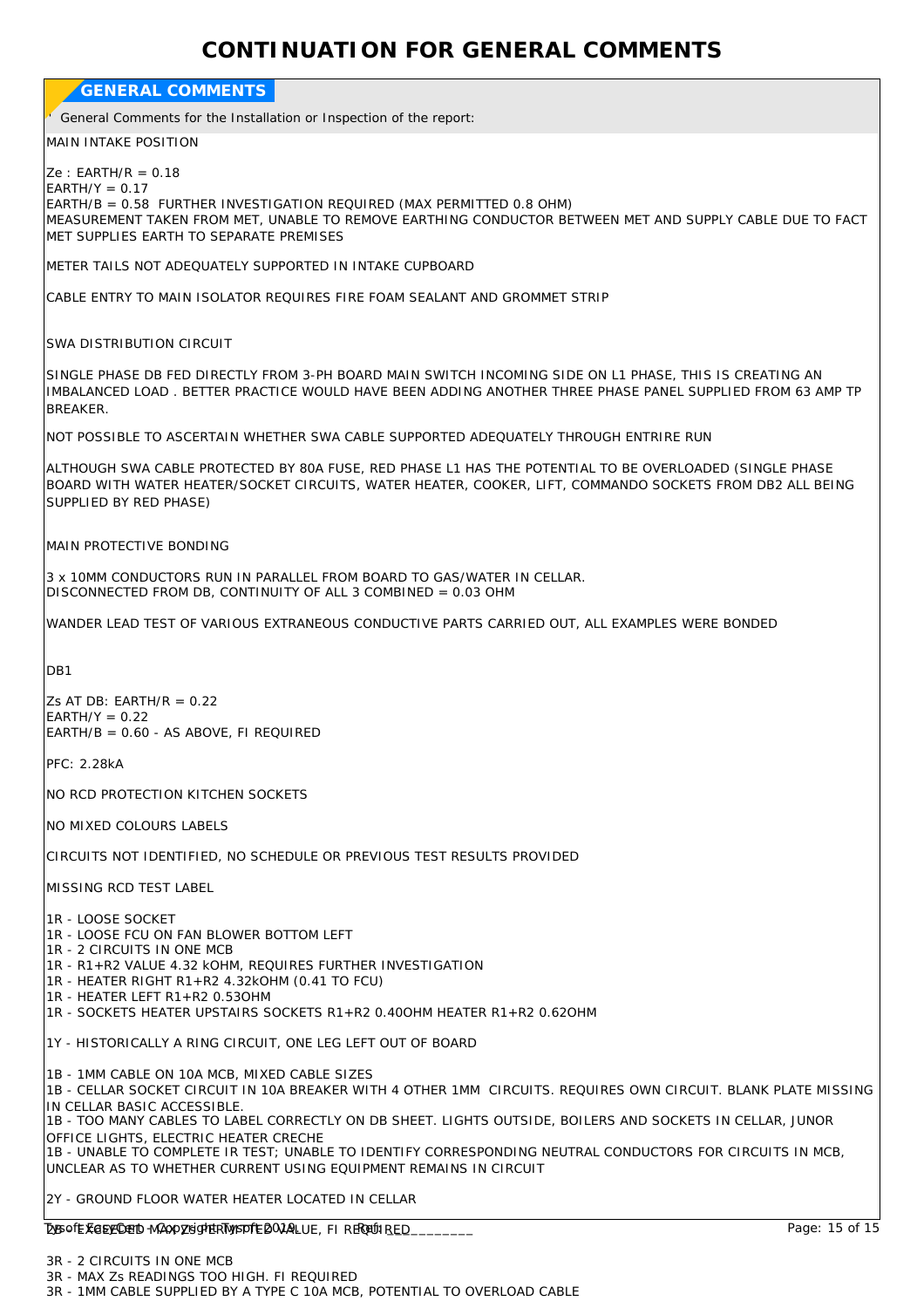# CONTINUATION FOR GENERAL COMMENTS

## GENERAL COMMENTS

General Comments for the Installation or Inspection of the report:

MAIN INTAKE POSITION

Ze : EARTH/R = 0.18
EARTH/Y = 0.17
EARTH/B = 0.58 FURTHER INVESTIGATION REQUIRED (MAX PERMITTED 0.8 OHM)
MEASUREMENT TAKEN FROM MET, UNABLE TO REMOVE EARTHING CONDUCTOR BETWEEN MET AND SUPPLY CABLE DUE TO FACT MET SUPPLIES EARTH TO SEPARATE PREMISES

METER TAILS NOT ADEQUATELY SUPPORTED IN INTAKE CUPBOARD

CABLE ENTRY TO MAIN ISOLATOR REQUIRES FIRE FOAM SEALANT AND GROMMET STRIP

SWA DISTRIBUTION CIRCUIT

SINGLE PHASE DB FED DIRECTLY FROM 3-PH BOARD MAIN SWITCH INCOMING SIDE ON L1 PHASE, THIS IS CREATING AN IMBALANCED LOAD . BETTER PRACTICE WOULD HAVE BEEN ADDING ANOTHER THREE PHASE PANEL SUPPLIED FROM 63 AMP TP BREAKER.

NOT POSSIBLE TO ASCERTAIN WHETHER SWA CABLE SUPPORTED ADEQUATELY THROUGH ENTRIRE RUN

ALTHOUGH SWA CABLE PROTECTED BY 80A FUSE, RED PHASE L1 HAS THE POTENTIAL TO BE OVERLOADED (SINGLE PHASE BOARD WITH WATER HEATER/SOCKET CIRCUITS, WATER HEATER, COOKER, LIFT, COMMANDO SOCKETS FROM DB2 ALL BEING SUPPLIED BY RED PHASE)

MAIN PROTECTIVE BONDING

3 x 10MM CONDUCTORS RUN IN PARALLEL FROM BOARD TO GAS/WATER IN CELLAR.
DISCONNECTED FROM DB, CONTINUITY OF ALL 3 COMBINED = 0.03 OHM

WANDER LEAD TEST OF VARIOUS EXTRANEOUS CONDUCTIVE PARTS CARRIED OUT, ALL EXAMPLES WERE BONDED

DB1

Zs AT DB: EARTH/R = 0.22
EARTH/Y = 0.22
EARTH/B = 0.60 - AS ABOVE, FI REQUIRED

PFC: 2.28kA

NO RCD PROTECTION KITCHEN SOCKETS

NO MIXED COLOURS LABELS

CIRCUITS NOT IDENTIFIED, NO SCHEDULE OR PREVIOUS TEST RESULTS PROVIDED

MISSING RCD TEST LABEL

1R - LOOSE SOCKET
1R - LOOSE FCU ON FAN BLOWER BOTTOM LEFT
1R - 2 CIRCUITS IN ONE MCB
1R - R1+R2 VALUE 4.32 kOHM, REQUIRES FURTHER INVESTIGATION
1R - HEATER RIGHT R1+R2 4.32kOHM (0.41 TO FCU)
1R - HEATER LEFT R1+R2 0.53OHM
1R - SOCKETS HEATER UPSTAIRS SOCKETS R1+R2 0.40OHM HEATER R1+R2 0.62OHM

1Y - HISTORICALLY A RING CIRCUIT, ONE LEG LEFT OUT OF BOARD

1B - 1MM CABLE ON 10A MCB, MIXED CABLE SIZES
1B - CELLAR SOCKET CIRCUIT IN 10A BREAKER WITH 4 OTHER 1MM CIRCUITS. REQUIRES OWN CIRCUIT. BLANK PLATE MISSING IN CELLAR BASIC ACCESSIBLE.
1B - TOO MANY CABLES TO LABEL CORRECTLY ON DB SHEET. LIGHTS OUTSIDE, BOILERS AND SOCKETS IN CELLAR, JUNOR OFFICE LIGHTS, ELECTRIC HEATER CRECHE
1B - UNABLE TO COMPLETE IR TEST; UNABLE TO IDENTIFY CORRESPONDING NEUTRAL CONDUCTORS FOR CIRCUITS IN MCB, UNCLEAR AS TO WHETHER CURRENT USING EQUIPMENT REMAINS IN CIRCUIT

2Y - GROUND FLOOR WATER HEATER LOCATED IN CELLAR

2B - EXCEEDED MAX Zs PERMITTED VALUE, FI REQUIRED

3R - 2 CIRCUITS IN ONE MCB
3R - MAX Zs READINGS TOO HIGH. FI REQUIRED
3R - 1MM CABLE SUPPLIED BY A TYPE C 10A MCB, POTENTIAL TO OVERLOAD CABLE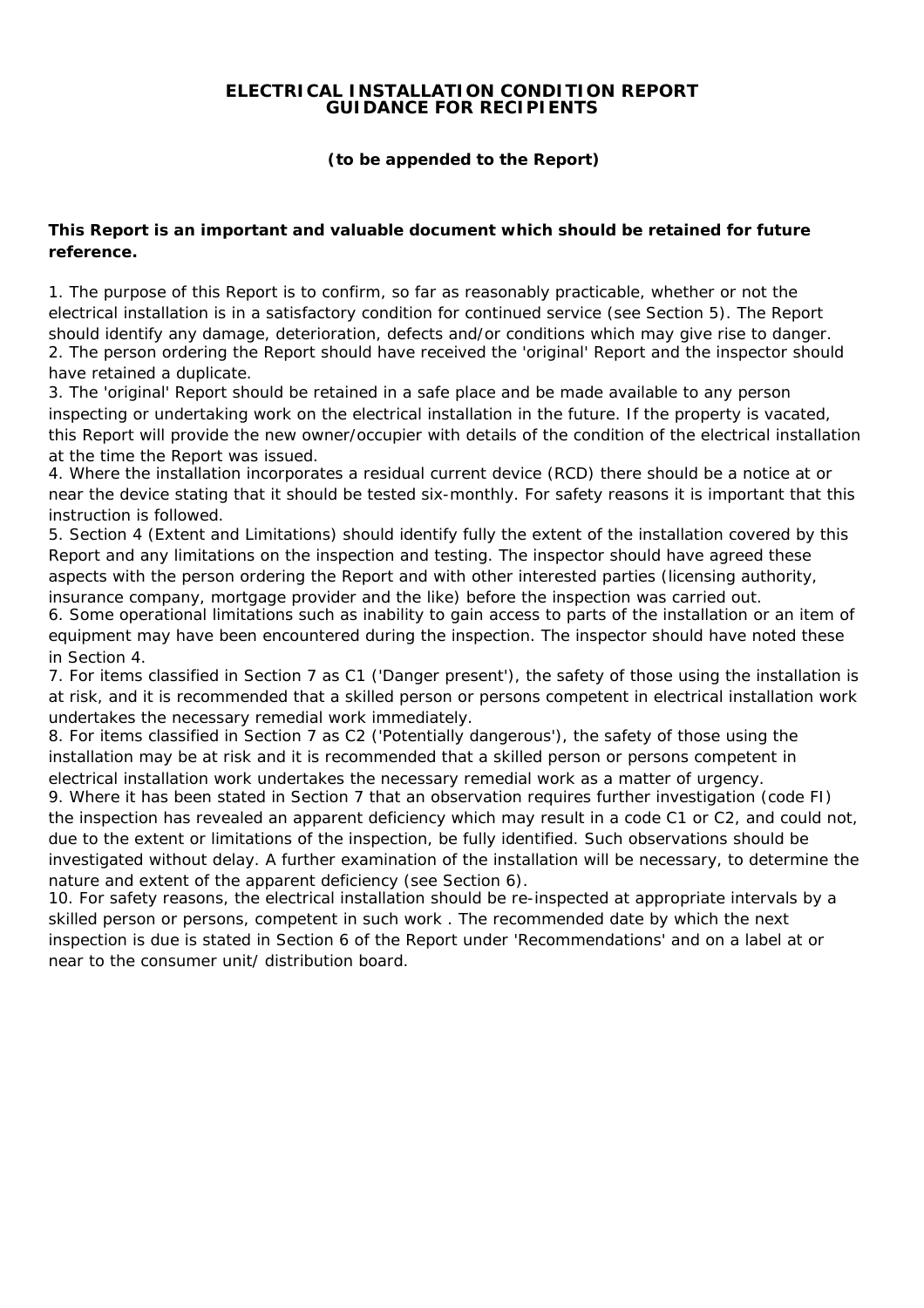# ELECTRICAL INSTALLATION CONDITION REPORT
## GUIDANCE FOR RECIPIENTS

**(to be appended to the Report)**

**This Report is an important and valuable document which should be retained for future reference.**

1. The purpose of this Report is to confirm, so far as reasonably practicable, whether or not the electrical installation is in a satisfactory condition for continued service (see Section 5). The Report should identify any damage, deterioration, defects and/or conditions which may give rise to danger.
2. The person ordering the Report should have received the 'original' Report and the inspector should have retained a duplicate.
3. The 'original' Report should be retained in a safe place and be made available to any person inspecting or undertaking work on the electrical installation in the future. If the property is vacated, this Report will provide the new owner/occupier with details of the condition of the electrical installation at the time the Report was issued.
4. Where the installation incorporates a residual current device (RCD) there should be a notice at or near the device stating that it should be tested six-monthly. For safety reasons it is important that this instruction is followed.
5. Section 4 (Extent and Limitations) should identify fully the extent of the installation covered by this Report and any limitations on the inspection and testing. The inspector should have agreed these aspects with the person ordering the Report and with other interested parties (licensing authority, insurance company, mortgage provider and the like) before the inspection was carried out.
6. Some operational limitations such as inability to gain access to parts of the installation or an item of equipment may have been encountered during the inspection. The inspector should have noted these in Section 4.
7. For items classified in Section 7 as C1 ('Danger present'), the safety of those using the installation is at risk, and it is recommended that a skilled person or persons competent in electrical installation work undertakes the necessary remedial work immediately.
8. For items classified in Section 7 as C2 ('Potentially dangerous'), the safety of those using the installation may be at risk and it is recommended that a skilled person or persons competent in electrical installation work undertakes the necessary remedial work as a matter of urgency.
9. Where it has been stated in Section 7 that an observation requires further investigation (code FI) the inspection has revealed an apparent deficiency which may result in a code C1 or C2, and could not, due to the extent or limitations of the inspection, be fully identified. Such observations should be investigated without delay. A further examination of the installation will be necessary, to determine the nature and extent of the apparent deficiency (see Section 6).
10. For safety reasons, the electrical installation should be re-inspected at appropriate intervals by a skilled person or persons, competent in such work . The recommended date by which the next inspection is due is stated in Section 6 of the Report under 'Recommendations' and on a label at or near to the consumer unit/ distribution board.